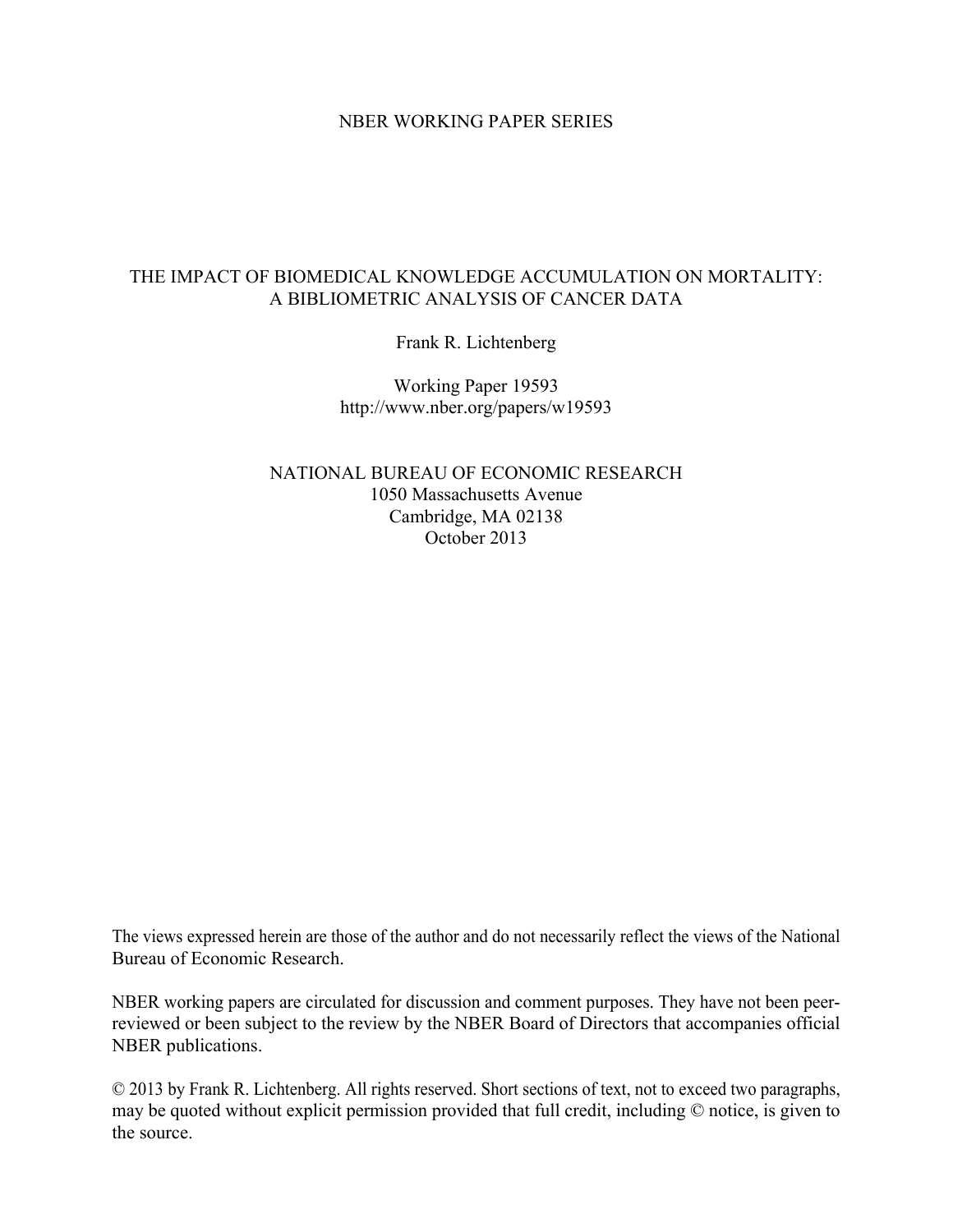NBER WORKING PAPER SERIES

# THE IMPACT OF BIOMEDICAL KNOWLEDGE ACCUMULATION ON MORTALITY: A BIBLIOMETRIC ANALYSIS OF CANCER DATA

Frank R. Lichtenberg

Working Paper 19593
http://www.nber.org/papers/w19593

NATIONAL BUREAU OF ECONOMIC RESEARCH
1050 Massachusetts Avenue
Cambridge, MA 02138
October 2013

The views expressed herein are those of the author and do not necessarily reflect the views of the National Bureau of Economic Research.

NBER working papers are circulated for discussion and comment purposes. They have not been peer-reviewed or been subject to the review by the NBER Board of Directors that accompanies official NBER publications.

© 2013 by Frank R. Lichtenberg. All rights reserved. Short sections of text, not to exceed two paragraphs, may be quoted without explicit permission provided that full credit, including © notice, is given to the source.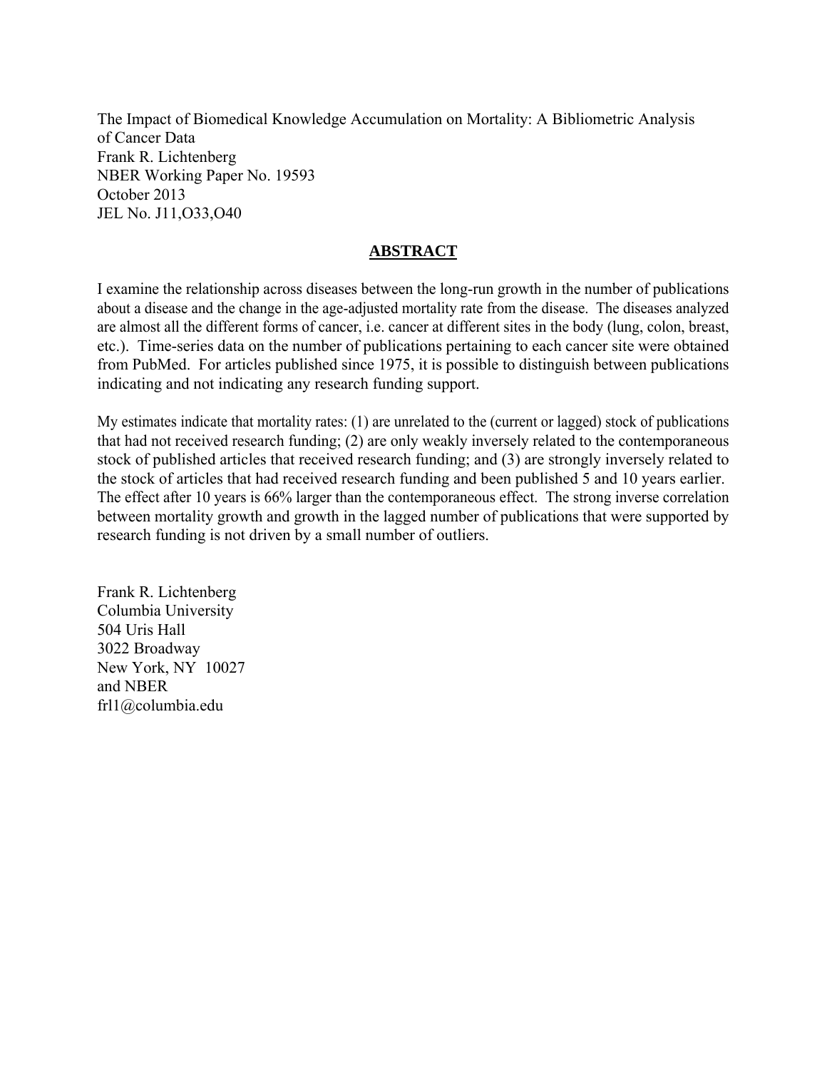The Impact of Biomedical Knowledge Accumulation on Mortality: A Bibliometric Analysis of Cancer Data
Frank R. Lichtenberg
NBER Working Paper No. 19593
October 2013
JEL No. J11,O33,O40

## ABSTRACT

I examine the relationship across diseases between the long-run growth in the number of publications about a disease and the change in the age-adjusted mortality rate from the disease. The diseases analyzed are almost all the different forms of cancer, i.e. cancer at different sites in the body (lung, colon, breast, etc.). Time-series data on the number of publications pertaining to each cancer site were obtained from PubMed. For articles published since 1975, it is possible to distinguish between publications indicating and not indicating any research funding support.

My estimates indicate that mortality rates: (1) are unrelated to the (current or lagged) stock of publications that had not received research funding; (2) are only weakly inversely related to the contemporaneous stock of published articles that received research funding; and (3) are strongly inversely related to the stock of articles that had received research funding and been published 5 and 10 years earlier. The effect after 10 years is 66% larger than the contemporaneous effect. The strong inverse correlation between mortality growth and growth in the lagged number of publications that were supported by research funding is not driven by a small number of outliers.

Frank R. Lichtenberg
Columbia University
504 Uris Hall
3022 Broadway
New York, NY 10027
and NBER
frl1@columbia.edu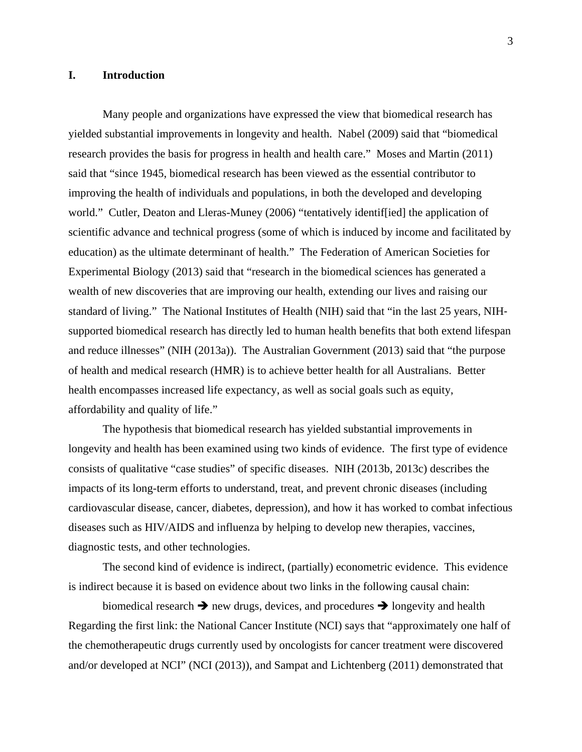# I. Introduction

Many people and organizations have expressed the view that biomedical research has yielded substantial improvements in longevity and health. Nabel (2009) said that "biomedical research provides the basis for progress in health and health care." Moses and Martin (2011) said that "since 1945, biomedical research has been viewed as the essential contributor to improving the health of individuals and populations, in both the developed and developing world." Cutler, Deaton and Lleras-Muney (2006) "tentatively identif[ied] the application of scientific advance and technical progress (some of which is induced by income and facilitated by education) as the ultimate determinant of health." The Federation of American Societies for Experimental Biology (2013) said that "research in the biomedical sciences has generated a wealth of new discoveries that are improving our health, extending our lives and raising our standard of living." The National Institutes of Health (NIH) said that "in the last 25 years, NIH-supported biomedical research has directly led to human health benefits that both extend lifespan and reduce illnesses" (NIH (2013a)). The Australian Government (2013) said that "the purpose of health and medical research (HMR) is to achieve better health for all Australians. Better health encompasses increased life expectancy, as well as social goals such as equity, affordability and quality of life."

The hypothesis that biomedical research has yielded substantial improvements in longevity and health has been examined using two kinds of evidence. The first type of evidence consists of qualitative "case studies" of specific diseases. NIH (2013b, 2013c) describes the impacts of its long-term efforts to understand, treat, and prevent chronic diseases (including cardiovascular disease, cancer, diabetes, depression), and how it has worked to combat infectious diseases such as HIV/AIDS and influenza by helping to develop new therapies, vaccines, diagnostic tests, and other technologies.

The second kind of evidence is indirect, (partially) econometric evidence. This evidence is indirect because it is based on evidence about two links in the following causal chain:

biomedical research ➔ new drugs, devices, and procedures ➔ longevity and health

Regarding the first link: the National Cancer Institute (NCI) says that "approximately one half of the chemotherapeutic drugs currently used by oncologists for cancer treatment were discovered and/or developed at NCI" (NCI (2013)), and Sampat and Lichtenberg (2011) demonstrated that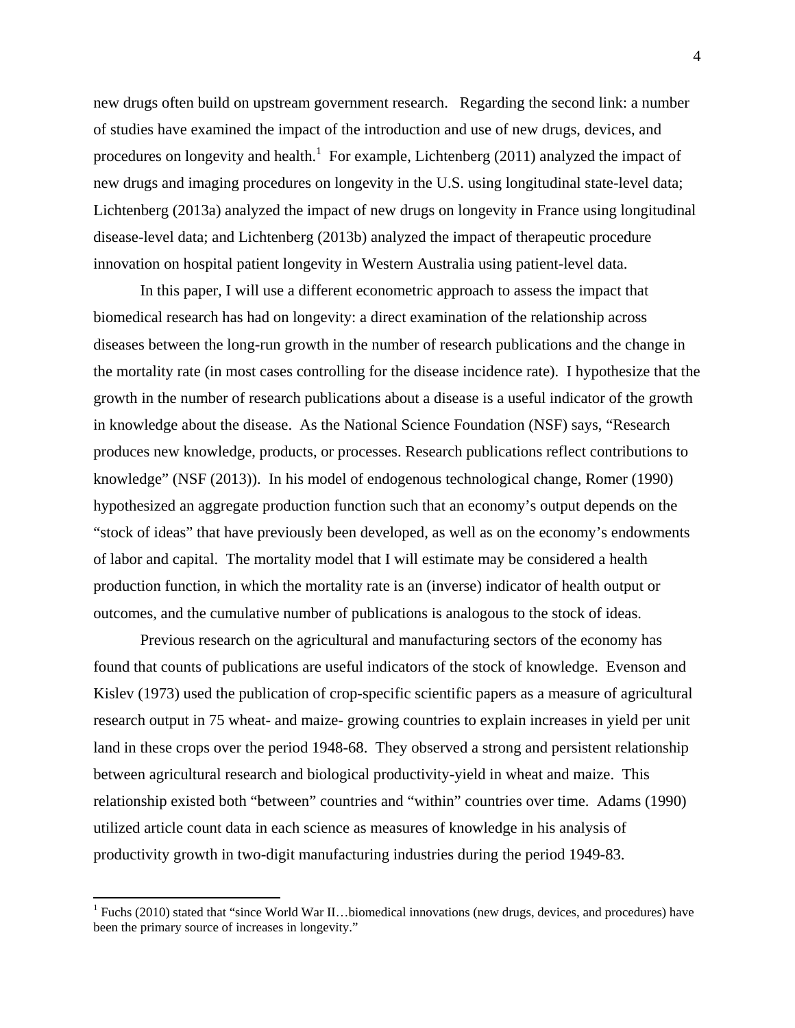new drugs often build on upstream government research. Regarding the second link: a number of studies have examined the impact of the introduction and use of new drugs, devices, and procedures on longevity and health.[1] For example, Lichtenberg (2011) analyzed the impact of new drugs and imaging procedures on longevity in the U.S. using longitudinal state-level data; Lichtenberg (2013a) analyzed the impact of new drugs on longevity in France using longitudinal disease-level data; and Lichtenberg (2013b) analyzed the impact of therapeutic procedure innovation on hospital patient longevity in Western Australia using patient-level data.

In this paper, I will use a different econometric approach to assess the impact that biomedical research has had on longevity: a direct examination of the relationship across diseases between the long-run growth in the number of research publications and the change in the mortality rate (in most cases controlling for the disease incidence rate). I hypothesize that the growth in the number of research publications about a disease is a useful indicator of the growth in knowledge about the disease. As the National Science Foundation (NSF) says, "Research produces new knowledge, products, or processes. Research publications reflect contributions to knowledge" (NSF (2013)). In his model of endogenous technological change, Romer (1990) hypothesized an aggregate production function such that an economy's output depends on the "stock of ideas" that have previously been developed, as well as on the economy's endowments of labor and capital. The mortality model that I will estimate may be considered a health production function, in which the mortality rate is an (inverse) indicator of health output or outcomes, and the cumulative number of publications is analogous to the stock of ideas.

Previous research on the agricultural and manufacturing sectors of the economy has found that counts of publications are useful indicators of the stock of knowledge. Evenson and Kislev (1973) used the publication of crop-specific scientific papers as a measure of agricultural research output in 75 wheat- and maize- growing countries to explain increases in yield per unit land in these crops over the period 1948-68. They observed a strong and persistent relationship between agricultural research and biological productivity-yield in wheat and maize. This relationship existed both "between" countries and "within" countries over time. Adams (1990) utilized article count data in each science as measures of knowledge in his analysis of productivity growth in two-digit manufacturing industries during the period 1949-83.

[1] Fuchs (2010) stated that "since World War II…biomedical innovations (new drugs, devices, and procedures) have been the primary source of increases in longevity."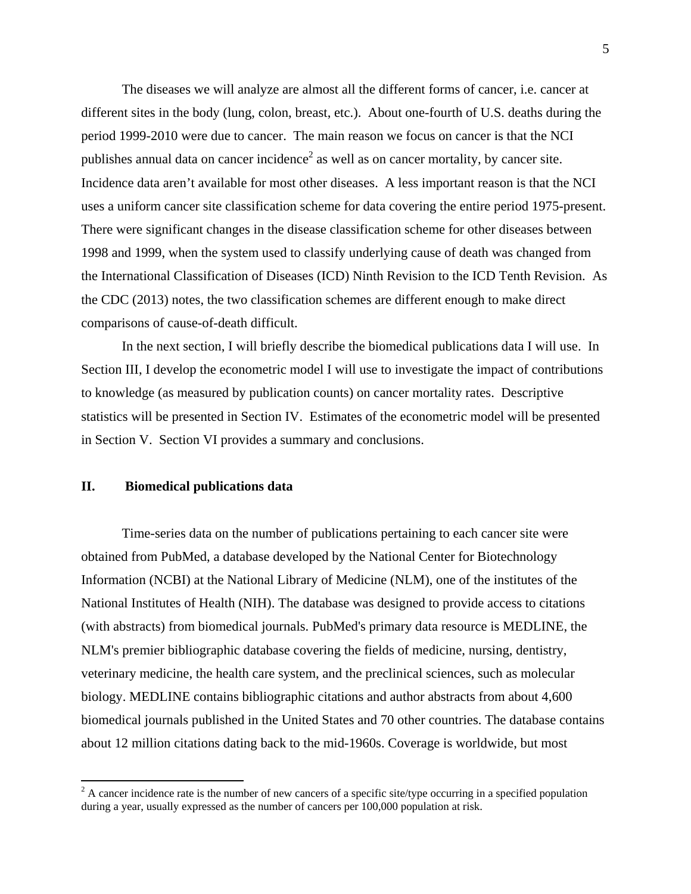The diseases we will analyze are almost all the different forms of cancer, i.e. cancer at different sites in the body (lung, colon, breast, etc.). About one-fourth of U.S. deaths during the period 1999-2010 were due to cancer. The main reason we focus on cancer is that the NCI publishes annual data on cancer incidence[2] as well as on cancer mortality, by cancer site. Incidence data aren't available for most other diseases. A less important reason is that the NCI uses a uniform cancer site classification scheme for data covering the entire period 1975-present. There were significant changes in the disease classification scheme for other diseases between 1998 and 1999, when the system used to classify underlying cause of death was changed from the International Classification of Diseases (ICD) Ninth Revision to the ICD Tenth Revision. As the CDC (2013) notes, the two classification schemes are different enough to make direct comparisons of cause-of-death difficult.

In the next section, I will briefly describe the biomedical publications data I will use. In Section III, I develop the econometric model I will use to investigate the impact of contributions to knowledge (as measured by publication counts) on cancer mortality rates. Descriptive statistics will be presented in Section IV. Estimates of the econometric model will be presented in Section V. Section VI provides a summary and conclusions.

## II. Biomedical publications data

Time-series data on the number of publications pertaining to each cancer site were obtained from PubMed, a database developed by the National Center for Biotechnology Information (NCBI) at the National Library of Medicine (NLM), one of the institutes of the National Institutes of Health (NIH). The database was designed to provide access to citations (with abstracts) from biomedical journals. PubMed's primary data resource is MEDLINE, the NLM's premier bibliographic database covering the fields of medicine, nursing, dentistry, veterinary medicine, the health care system, and the preclinical sciences, such as molecular biology. MEDLINE contains bibliographic citations and author abstracts from about 4,600 biomedical journals published in the United States and 70 other countries. The database contains about 12 million citations dating back to the mid-1960s. Coverage is worldwide, but most

[2] A cancer incidence rate is the number of new cancers of a specific site/type occurring in a specified population during a year, usually expressed as the number of cancers per 100,000 population at risk.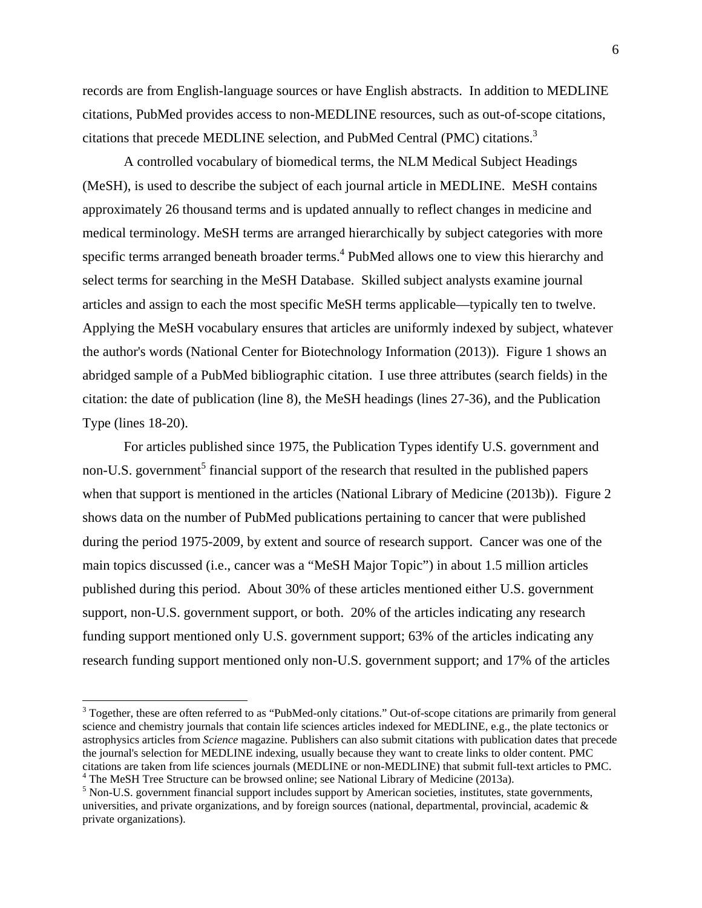records are from English-language sources or have English abstracts. In addition to MEDLINE citations, PubMed provides access to non-MEDLINE resources, such as out-of-scope citations, citations that precede MEDLINE selection, and PubMed Central (PMC) citations.[3]

A controlled vocabulary of biomedical terms, the NLM Medical Subject Headings (MeSH), is used to describe the subject of each journal article in MEDLINE. MeSH contains approximately 26 thousand terms and is updated annually to reflect changes in medicine and medical terminology. MeSH terms are arranged hierarchically by subject categories with more specific terms arranged beneath broader terms.[4] PubMed allows one to view this hierarchy and select terms for searching in the MeSH Database. Skilled subject analysts examine journal articles and assign to each the most specific MeSH terms applicable—typically ten to twelve. Applying the MeSH vocabulary ensures that articles are uniformly indexed by subject, whatever the author's words (National Center for Biotechnology Information (2013)). Figure 1 shows an abridged sample of a PubMed bibliographic citation. I use three attributes (search fields) in the citation: the date of publication (line 8), the MeSH headings (lines 27-36), and the Publication Type (lines 18-20).

For articles published since 1975, the Publication Types identify U.S. government and non-U.S. government[5] financial support of the research that resulted in the published papers when that support is mentioned in the articles (National Library of Medicine (2013b)). Figure 2 shows data on the number of PubMed publications pertaining to cancer that were published during the period 1975-2009, by extent and source of research support. Cancer was one of the main topics discussed (i.e., cancer was a "MeSH Major Topic") in about 1.5 million articles published during this period. About 30% of these articles mentioned either U.S. government support, non-U.S. government support, or both. 20% of the articles indicating any research funding support mentioned only U.S. government support; 63% of the articles indicating any research funding support mentioned only non-U.S. government support; and 17% of the articles

---

[3] Together, these are often referred to as "PubMed-only citations." Out-of-scope citations are primarily from general science and chemistry journals that contain life sciences articles indexed for MEDLINE, e.g., the plate tectonics or astrophysics articles from *Science* magazine. Publishers can also submit citations with publication dates that precede the journal's selection for MEDLINE indexing, usually because they want to create links to older content. PMC citations are taken from life sciences journals (MEDLINE or non-MEDLINE) that submit full-text articles to PMC.

[4] The MeSH Tree Structure can be browsed online; see National Library of Medicine (2013a).

[5] Non-U.S. government financial support includes support by American societies, institutes, state governments, universities, and private organizations, and by foreign sources (national, departmental, provincial, academic & private organizations).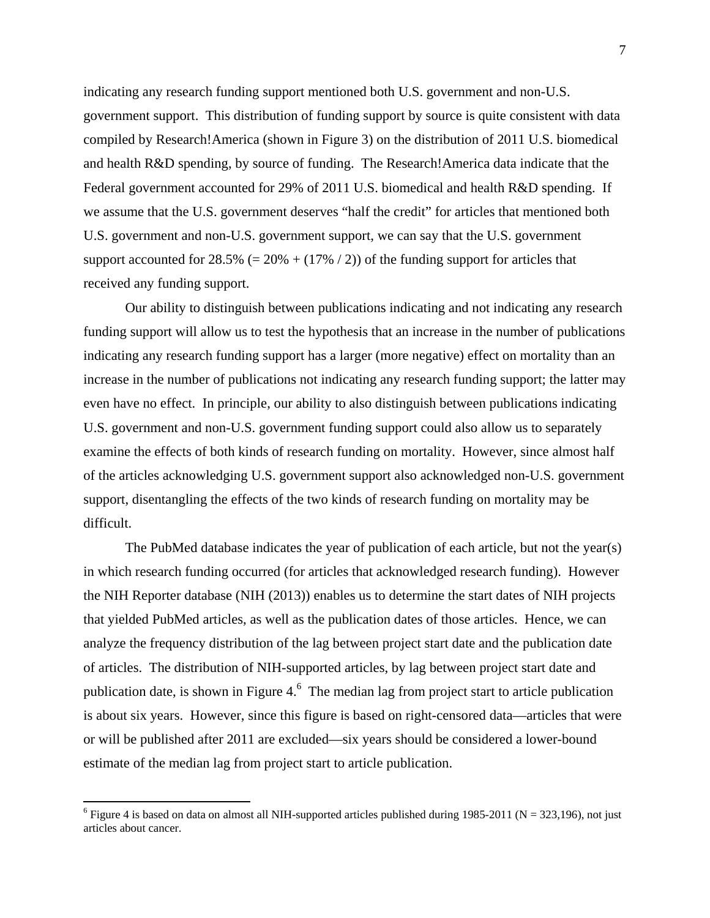indicating any research funding support mentioned both U.S. government and non-U.S. government support. This distribution of funding support by source is quite consistent with data compiled by Research!America (shown in Figure 3) on the distribution of 2011 U.S. biomedical and health R&D spending, by source of funding. The Research!America data indicate that the Federal government accounted for 29% of 2011 U.S. biomedical and health R&D spending. If we assume that the U.S. government deserves "half the credit" for articles that mentioned both U.S. government and non-U.S. government support, we can say that the U.S. government support accounted for 28.5% (= 20% + (17% / 2)) of the funding support for articles that received any funding support.

Our ability to distinguish between publications indicating and not indicating any research funding support will allow us to test the hypothesis that an increase in the number of publications indicating any research funding support has a larger (more negative) effect on mortality than an increase in the number of publications not indicating any research funding support; the latter may even have no effect. In principle, our ability to also distinguish between publications indicating U.S. government and non-U.S. government funding support could also allow us to separately examine the effects of both kinds of research funding on mortality. However, since almost half of the articles acknowledging U.S. government support also acknowledged non-U.S. government support, disentangling the effects of the two kinds of research funding on mortality may be difficult.

The PubMed database indicates the year of publication of each article, but not the year(s) in which research funding occurred (for articles that acknowledged research funding). However the NIH Reporter database (NIH (2013)) enables us to determine the start dates of NIH projects that yielded PubMed articles, as well as the publication dates of those articles. Hence, we can analyze the frequency distribution of the lag between project start date and the publication date of articles. The distribution of NIH-supported articles, by lag between project start date and publication date, is shown in Figure 4.[6] The median lag from project start to article publication is about six years. However, since this figure is based on right-censored data—articles that were or will be published after 2011 are excluded—six years should be considered a lower-bound estimate of the median lag from project start to article publication.

[6] Figure 4 is based on data on almost all NIH-supported articles published during 1985-2011 (N = 323,196), not just articles about cancer.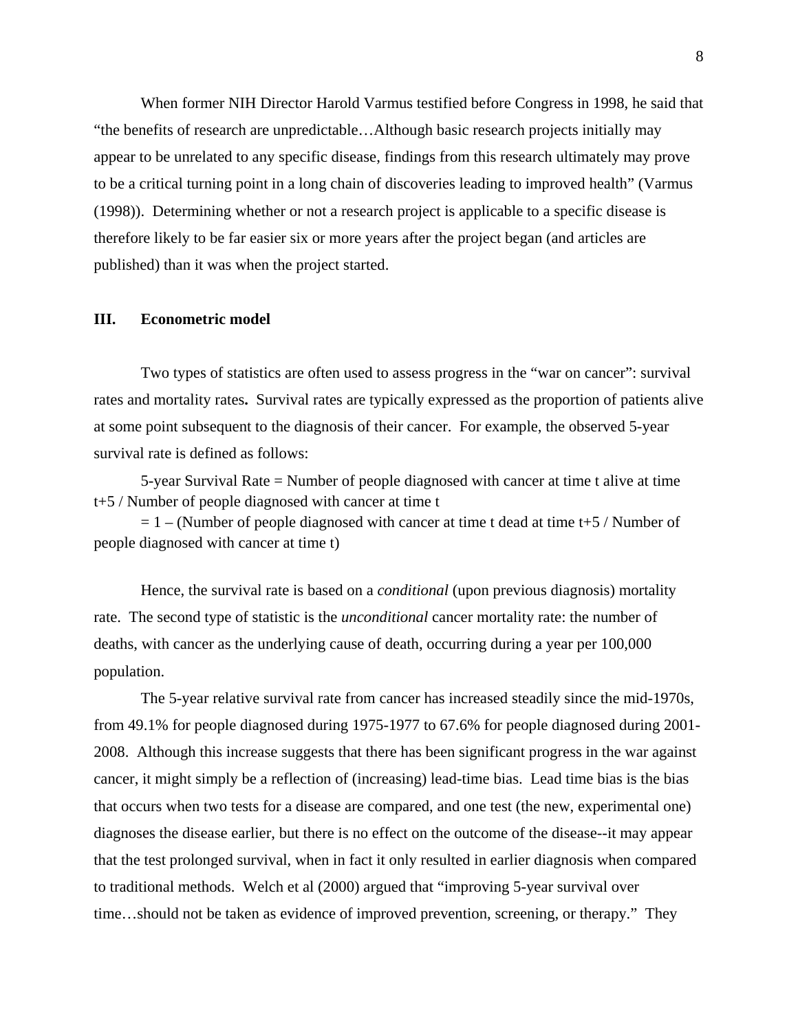When former NIH Director Harold Varmus testified before Congress in 1998, he said that "the benefits of research are unpredictable…Although basic research projects initially may appear to be unrelated to any specific disease, findings from this research ultimately may prove to be a critical turning point in a long chain of discoveries leading to improved health" (Varmus (1998)). Determining whether or not a research project is applicable to a specific disease is therefore likely to be far easier six or more years after the project began (and articles are published) than it was when the project started.

## III. Econometric model

Two types of statistics are often used to assess progress in the "war on cancer": survival rates and mortality rates**.** Survival rates are typically expressed as the proportion of patients alive at some point subsequent to the diagnosis of their cancer. For example, the observed 5-year survival rate is defined as follows:

5-year Survival Rate = Number of people diagnosed with cancer at time t alive at time t+5 / Number of people diagnosed with cancer at time t

= 1 – (Number of people diagnosed with cancer at time t dead at time t+5 / Number of people diagnosed with cancer at time t)

Hence, the survival rate is based on a *conditional* (upon previous diagnosis) mortality rate. The second type of statistic is the *unconditional* cancer mortality rate: the number of deaths, with cancer as the underlying cause of death, occurring during a year per 100,000 population.

The 5-year relative survival rate from cancer has increased steadily since the mid-1970s, from 49.1% for people diagnosed during 1975-1977 to 67.6% for people diagnosed during 2001-2008. Although this increase suggests that there has been significant progress in the war against cancer, it might simply be a reflection of (increasing) lead-time bias. Lead time bias is the bias that occurs when two tests for a disease are compared, and one test (the new, experimental one) diagnoses the disease earlier, but there is no effect on the outcome of the disease--it may appear that the test prolonged survival, when in fact it only resulted in earlier diagnosis when compared to traditional methods. Welch et al (2000) argued that "improving 5-year survival over time…should not be taken as evidence of improved prevention, screening, or therapy." They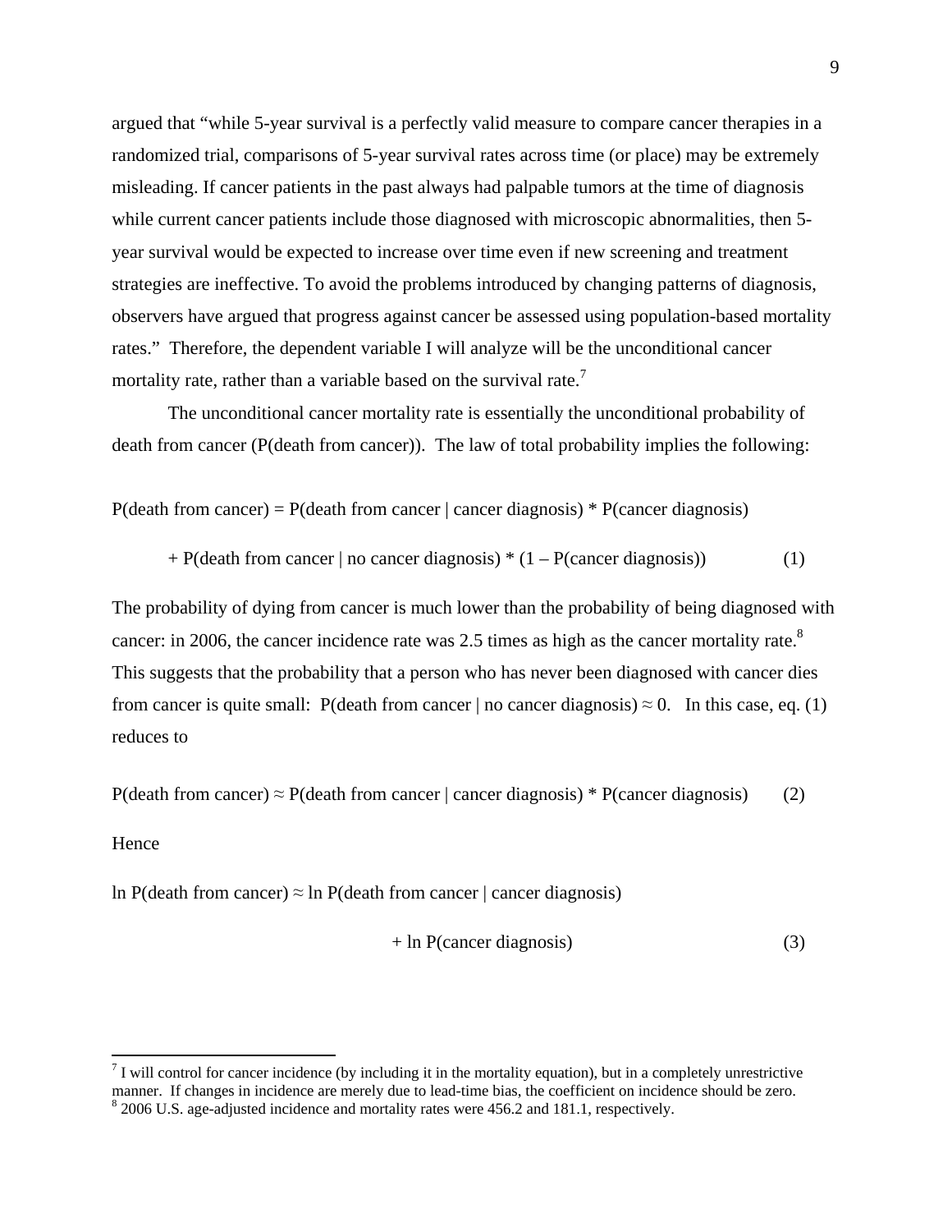argued that "while 5-year survival is a perfectly valid measure to compare cancer therapies in a randomized trial, comparisons of 5-year survival rates across time (or place) may be extremely misleading. If cancer patients in the past always had palpable tumors at the time of diagnosis while current cancer patients include those diagnosed with microscopic abnormalities, then 5-year survival would be expected to increase over time even if new screening and treatment strategies are ineffective. To avoid the problems introduced by changing patterns of diagnosis, observers have argued that progress against cancer be assessed using population-based mortality rates." Therefore, the dependent variable I will analyze will be the unconditional cancer mortality rate, rather than a variable based on the survival rate.[7]

The unconditional cancer mortality rate is essentially the unconditional probability of death from cancer (P(death from cancer)). The law of total probability implies the following:

$$\text{P(death from cancer)} = \text{P(death from cancer | cancer diagnosis)} * \text{P(cancer diagnosis)}$$
$$+ \text{P(death from cancer | no cancer diagnosis)} * (1 - \text{P(cancer diagnosis)}) \qquad (1)$$

The probability of dying from cancer is much lower than the probability of being diagnosed with cancer: in 2006, the cancer incidence rate was 2.5 times as high as the cancer mortality rate.[8] This suggests that the probability that a person who has never been diagnosed with cancer dies from cancer is quite small: P(death from cancer | no cancer diagnosis) $\approx 0$. In this case, eq. (1) reduces to

$$\text{P(death from cancer)} \approx \text{P(death from cancer | cancer diagnosis)} * \text{P(cancer diagnosis)} \qquad (2)$$

Hence

$$\ln \text{P(death from cancer)} \approx \ln \text{P(death from cancer | cancer diagnosis)}$$
$$+ \ln \text{P(cancer diagnosis)} \qquad (3)$$

---

[7] I will control for cancer incidence (by including it in the mortality equation), but in a completely unrestrictive manner. If changes in incidence are merely due to lead-time bias, the coefficient on incidence should be zero.

[8] 2006 U.S. age-adjusted incidence and mortality rates were 456.2 and 181.1, respectively.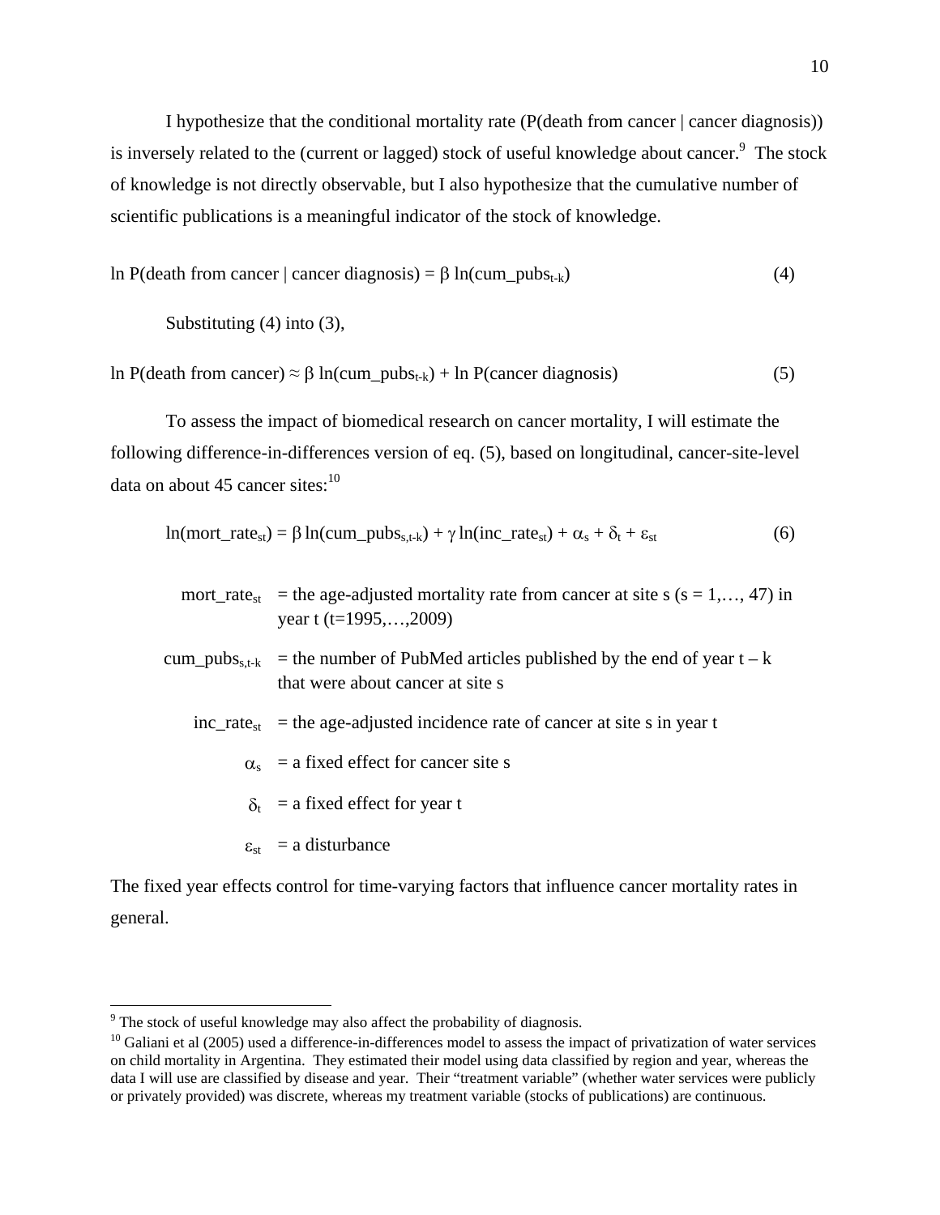I hypothesize that the conditional mortality rate (P(death from cancer | cancer diagnosis)) is inversely related to the (current or lagged) stock of useful knowledge about cancer.[9] The stock of knowledge is not directly observable, but I also hypothesize that the cumulative number of scientific publications is a meaningful indicator of the stock of knowledge.

$$\ln P(\text{death from cancer} \mid \text{cancer diagnosis}) = \beta \ln(\text{cum\_pubs}_{t-k}) \tag{4}$$

Substituting (4) into (3),

$$\ln P(\text{death from cancer}) \approx \beta \ln(\text{cum\_pubs}_{t-k}) + \ln P(\text{cancer diagnosis}) \tag{5}$$

To assess the impact of biomedical research on cancer mortality, I will estimate the following difference-in-differences version of eq. (5), based on longitudinal, cancer-site-level data on about 45 cancer sites:[10]

$$\ln(\text{mort\_rate}_{st}) = \beta \ln(\text{cum\_pubs}_{s,t-k}) + \gamma \ln(\text{inc\_rate}_{st}) + \alpha_s + \delta_t + \varepsilon_{st} \tag{6}$$

$\text{mort\_rate}_{st}$ = the age-adjusted mortality rate from cancer at site s (s = 1,…, 47) in year t (t=1995,…,2009)

$\text{cum\_pubs}_{s,t-k}$ = the number of PubMed articles published by the end of year t – k that were about cancer at site s

$\text{inc\_rate}_{st}$ = the age-adjusted incidence rate of cancer at site s in year t

$\alpha_s$ = a fixed effect for cancer site s

$\delta_t$ = a fixed effect for year t

$\varepsilon_{st}$ = a disturbance

The fixed year effects control for time-varying factors that influence cancer mortality rates in general.

---

[9] The stock of useful knowledge may also affect the probability of diagnosis.

[10] Galiani et al (2005) used a difference-in-differences model to assess the impact of privatization of water services on child mortality in Argentina. They estimated their model using data classified by region and year, whereas the data I will use are classified by disease and year. Their "treatment variable" (whether water services were publicly or privately provided) was discrete, whereas my treatment variable (stocks of publications) are continuous.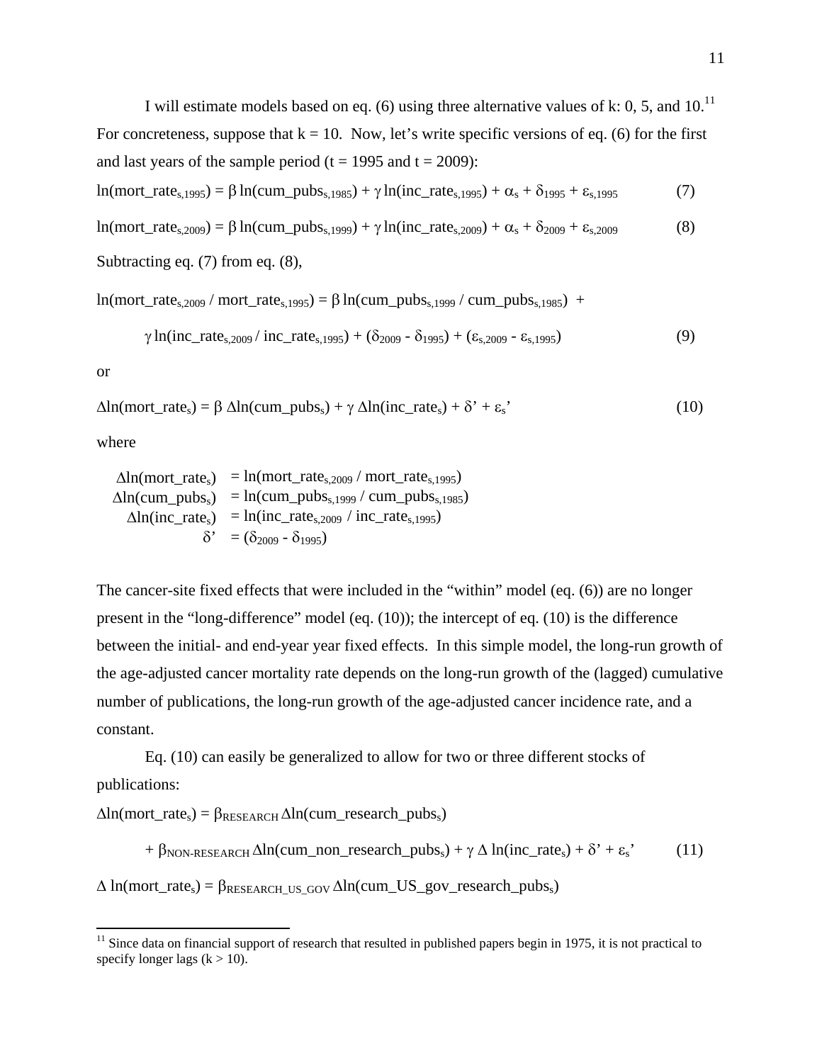I will estimate models based on eq. (6) using three alternative values of k: 0, 5, and 10.[11] For concreteness, suppose that k = 10. Now, let's write specific versions of eq. (6) for the first and last years of the sample period (t = 1995 and t = 2009):

$$\ln(\text{mort\_rate}_{s,1995}) = \beta \ln(\text{cum\_pubs}_{s,1985}) + \gamma \ln(\text{inc\_rate}_{s,1995}) + \alpha_s + \delta_{1995} + \varepsilon_{s,1995} \quad (7)$$

$$\ln(\text{mort\_rate}_{s,2009}) = \beta \ln(\text{cum\_pubs}_{s,1999}) + \gamma \ln(\text{inc\_rate}_{s,2009}) + \alpha_s + \delta_{2009} + \varepsilon_{s,2009} \quad (8)$$

Subtracting eq. (7) from eq. (8),

$$\ln(\text{mort\_rate}_{s,2009} / \text{mort\_rate}_{s,1995}) = \beta \ln(\text{cum\_pubs}_{s,1999} / \text{cum\_pubs}_{s,1985}) + \gamma \ln(\text{inc\_rate}_{s,2009} / \text{inc\_rate}_{s,1995}) + (\delta_{2009} - \delta_{1995}) + (\varepsilon_{s,2009} - \varepsilon_{s,1995}) \quad (9)$$

or

$$\Delta\ln(\text{mort\_rate}_s) = \beta\, \Delta\ln(\text{cum\_pubs}_s) + \gamma\, \Delta\ln(\text{inc\_rate}_s) + \delta' + \varepsilon_s' \quad (10)$$

where

$$\Delta\ln(\text{mort\_rate}_s) = \ln(\text{mort\_rate}_{s,2009} / \text{mort\_rate}_{s,1995})$$
$$\Delta\ln(\text{cum\_pubs}_s) = \ln(\text{cum\_pubs}_{s,1999} / \text{cum\_pubs}_{s,1985})$$
$$\Delta\ln(\text{inc\_rate}_s) = \ln(\text{inc\_rate}_{s,2009} / \text{inc\_rate}_{s,1995})$$
$$\delta' = (\delta_{2009} - \delta_{1995})$$

The cancer-site fixed effects that were included in the "within" model (eq. (6)) are no longer present in the "long-difference" model (eq. (10)); the intercept of eq. (10) is the difference between the initial- and end-year year fixed effects. In this simple model, the long-run growth of the age-adjusted cancer mortality rate depends on the long-run growth of the (lagged) cumulative number of publications, the long-run growth of the age-adjusted cancer incidence rate, and a constant.

Eq. (10) can easily be generalized to allow for two or three different stocks of publications:

$$\Delta\ln(\text{mort\_rate}_s) = \beta_{\text{RESEARCH}}\, \Delta\ln(\text{cum\_research\_pubs}_s) + \beta_{\text{NON-RESEARCH}}\, \Delta\ln(\text{cum\_non\_research\_pubs}_s) + \gamma\, \Delta \ln(\text{inc\_rate}_s) + \delta' + \varepsilon_s' \quad (11)$$

$$\Delta \ln(\text{mort\_rate}_s) = \beta_{\text{RESEARCH\_US\_GOV}}\, \Delta\ln(\text{cum\_US\_gov\_research\_pubs}_s)$$

[11] Since data on financial support of research that resulted in published papers begin in 1975, it is not practical to specify longer lags (k > 10).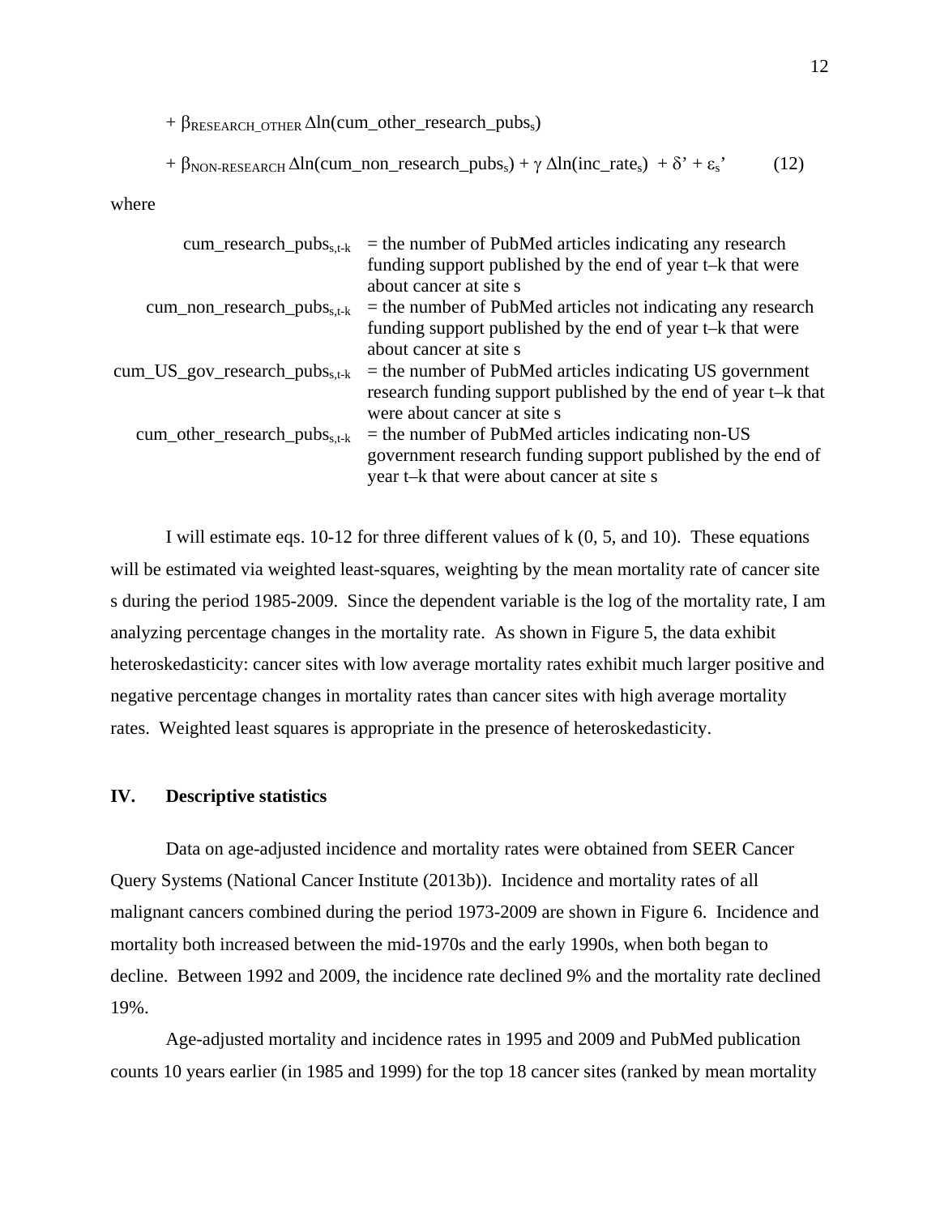$$+ \beta_{RESEARCH\_OTHER}\, \Delta \ln(\text{cum\_other\_research\_pubs}_s)$$

$$+ \beta_{NON\text{-}RESEARCH}\, \Delta \ln(\text{cum\_non\_research\_pubs}_s) + \gamma\, \Delta \ln(\text{inc\_rate}_s) + \delta' + \varepsilon_s' \qquad (12)$$

where

| | |
|---|---|
| $\text{cum\_research\_pubs}_{s,t-k}$ | = the number of PubMed articles indicating any research funding support published by the end of year t–k that were about cancer at site s |
| $\text{cum\_non\_research\_pubs}_{s,t-k}$ | = the number of PubMed articles not indicating any research funding support published by the end of year t–k that were about cancer at site s |
| $\text{cum\_US\_gov\_research\_pubs}_{s,t-k}$ | = the number of PubMed articles indicating US government research funding support published by the end of year t–k that were about cancer at site s |
| $\text{cum\_other\_research\_pubs}_{s,t-k}$ | = the number of PubMed articles indicating non-US government research funding support published by the end of year t–k that were about cancer at site s |

I will estimate eqs. 10-12 for three different values of k (0, 5, and 10). These equations will be estimated via weighted least-squares, weighting by the mean mortality rate of cancer site s during the period 1985-2009. Since the dependent variable is the log of the mortality rate, I am analyzing percentage changes in the mortality rate. As shown in Figure 5, the data exhibit heteroskedasticity: cancer sites with low average mortality rates exhibit much larger positive and negative percentage changes in mortality rates than cancer sites with high average mortality rates. Weighted least squares is appropriate in the presence of heteroskedasticity.

## IV. Descriptive statistics

Data on age-adjusted incidence and mortality rates were obtained from SEER Cancer Query Systems (National Cancer Institute (2013b)). Incidence and mortality rates of all malignant cancers combined during the period 1973-2009 are shown in Figure 6. Incidence and mortality both increased between the mid-1970s and the early 1990s, when both began to decline. Between 1992 and 2009, the incidence rate declined 9% and the mortality rate declined 19%.

Age-adjusted mortality and incidence rates in 1995 and 2009 and PubMed publication counts 10 years earlier (in 1985 and 1999) for the top 18 cancer sites (ranked by mean mortality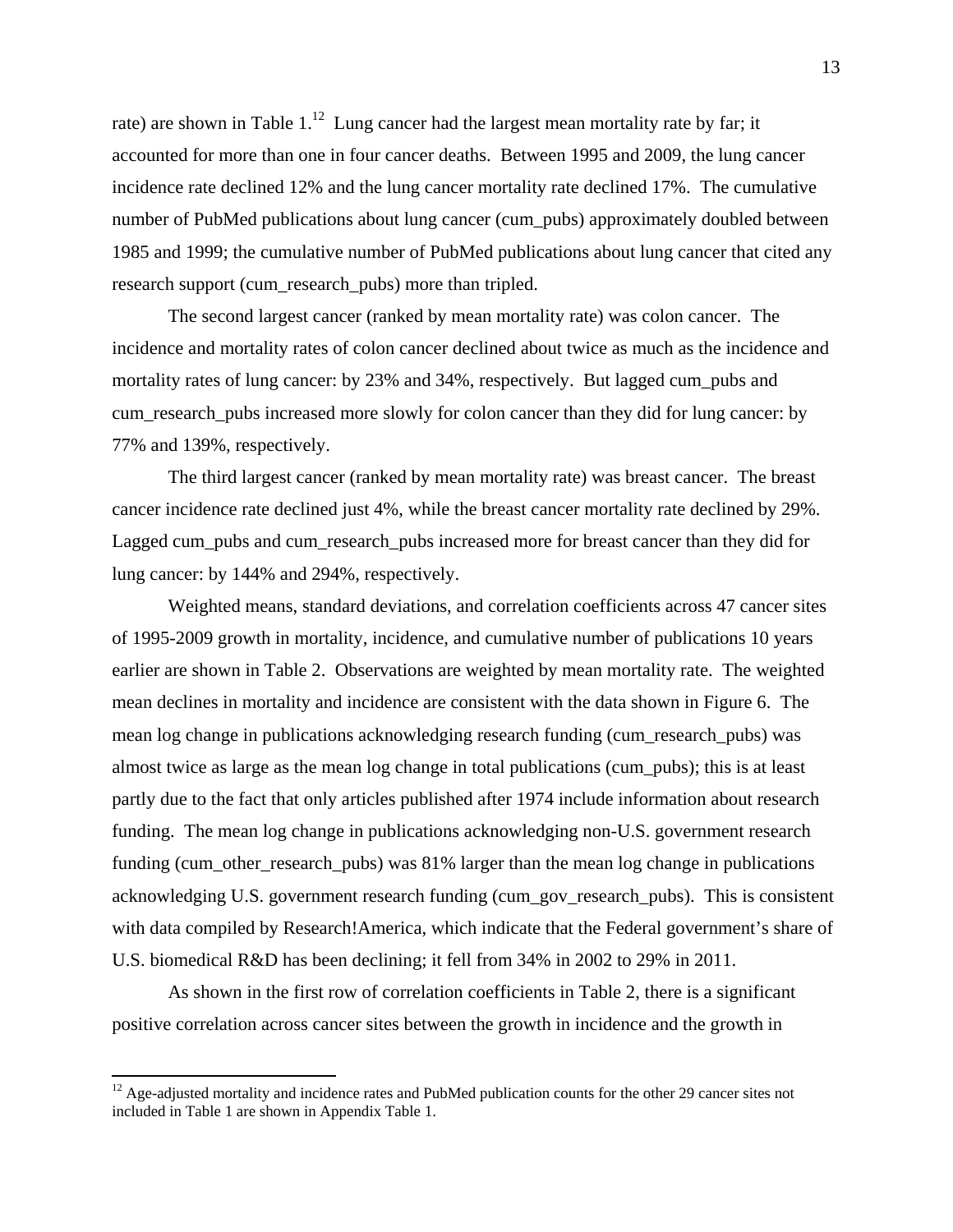rate) are shown in Table 1.[12] Lung cancer had the largest mean mortality rate by far; it accounted for more than one in four cancer deaths. Between 1995 and 2009, the lung cancer incidence rate declined 12% and the lung cancer mortality rate declined 17%. The cumulative number of PubMed publications about lung cancer (cum_pubs) approximately doubled between 1985 and 1999; the cumulative number of PubMed publications about lung cancer that cited any research support (cum_research_pubs) more than tripled.

The second largest cancer (ranked by mean mortality rate) was colon cancer. The incidence and mortality rates of colon cancer declined about twice as much as the incidence and mortality rates of lung cancer: by 23% and 34%, respectively. But lagged cum_pubs and cum_research_pubs increased more slowly for colon cancer than they did for lung cancer: by 77% and 139%, respectively.

The third largest cancer (ranked by mean mortality rate) was breast cancer. The breast cancer incidence rate declined just 4%, while the breast cancer mortality rate declined by 29%. Lagged cum_pubs and cum_research_pubs increased more for breast cancer than they did for lung cancer: by 144% and 294%, respectively.

Weighted means, standard deviations, and correlation coefficients across 47 cancer sites of 1995-2009 growth in mortality, incidence, and cumulative number of publications 10 years earlier are shown in Table 2. Observations are weighted by mean mortality rate. The weighted mean declines in mortality and incidence are consistent with the data shown in Figure 6. The mean log change in publications acknowledging research funding (cum_research_pubs) was almost twice as large as the mean log change in total publications (cum_pubs); this is at least partly due to the fact that only articles published after 1974 include information about research funding. The mean log change in publications acknowledging non-U.S. government research funding (cum_other_research_pubs) was 81% larger than the mean log change in publications acknowledging U.S. government research funding (cum_gov_research_pubs). This is consistent with data compiled by Research!America, which indicate that the Federal government's share of U.S. biomedical R&D has been declining; it fell from 34% in 2002 to 29% in 2011.

As shown in the first row of correlation coefficients in Table 2, there is a significant positive correlation across cancer sites between the growth in incidence and the growth in

[12] Age-adjusted mortality and incidence rates and PubMed publication counts for the other 29 cancer sites not included in Table 1 are shown in Appendix Table 1.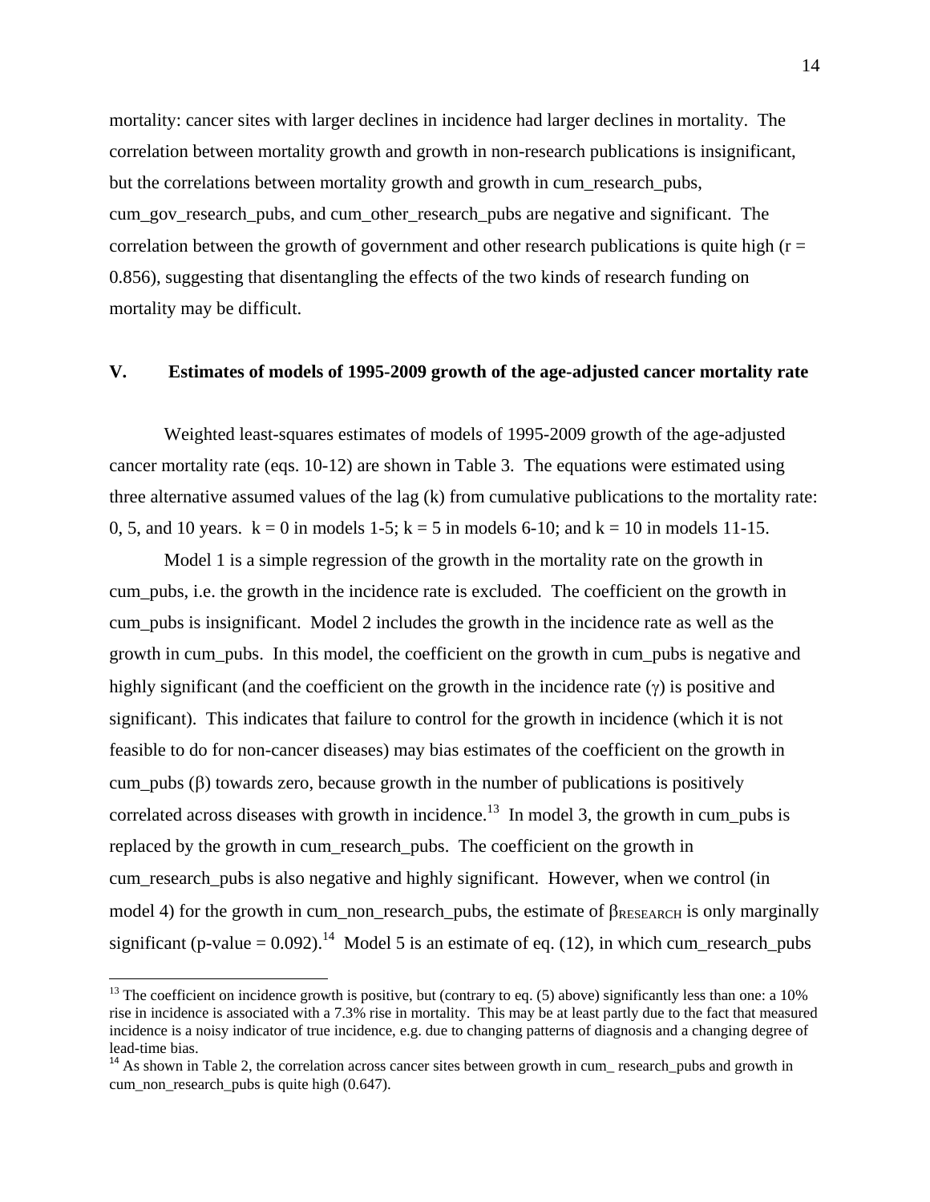mortality: cancer sites with larger declines in incidence had larger declines in mortality. The correlation between mortality growth and growth in non-research publications is insignificant, but the correlations between mortality growth and growth in cum_research_pubs, cum_gov_research_pubs, and cum_other_research_pubs are negative and significant. The correlation between the growth of government and other research publications is quite high ($r = 0.856$), suggesting that disentangling the effects of the two kinds of research funding on mortality may be difficult.

## V. Estimates of models of 1995-2009 growth of the age-adjusted cancer mortality rate

Weighted least-squares estimates of models of 1995-2009 growth of the age-adjusted cancer mortality rate (eqs. 10-12) are shown in Table 3. The equations were estimated using three alternative assumed values of the lag (k) from cumulative publications to the mortality rate: 0, 5, and 10 years. $k = 0$ in models 1-5; $k = 5$ in models 6-10; and $k = 10$ in models 11-15.

Model 1 is a simple regression of the growth in the mortality rate on the growth in cum_pubs, i.e. the growth in the incidence rate is excluded. The coefficient on the growth in cum_pubs is insignificant. Model 2 includes the growth in the incidence rate as well as the growth in cum_pubs. In this model, the coefficient on the growth in cum_pubs is negative and highly significant (and the coefficient on the growth in the incidence rate ($\gamma$) is positive and significant). This indicates that failure to control for the growth in incidence (which it is not feasible to do for non-cancer diseases) may bias estimates of the coefficient on the growth in cum_pubs ($\beta$) towards zero, because growth in the number of publications is positively correlated across diseases with growth in incidence.[13] In model 3, the growth in cum_pubs is replaced by the growth in cum_research_pubs. The coefficient on the growth in cum_research_pubs is also negative and highly significant. However, when we control (in model 4) for the growth in cum_non_research_pubs, the estimate of $\beta_{RESEARCH}$ is only marginally significant (p-value = 0.092).[14] Model 5 is an estimate of eq. (12), in which cum_research_pubs

---

[13] The coefficient on incidence growth is positive, but (contrary to eq. (5) above) significantly less than one: a 10% rise in incidence is associated with a 7.3% rise in mortality. This may be at least partly due to the fact that measured incidence is a noisy indicator of true incidence, e.g. due to changing patterns of diagnosis and a changing degree of lead-time bias.

[14] As shown in Table 2, the correlation across cancer sites between growth in cum_ research_pubs and growth in cum_non_research_pubs is quite high (0.647).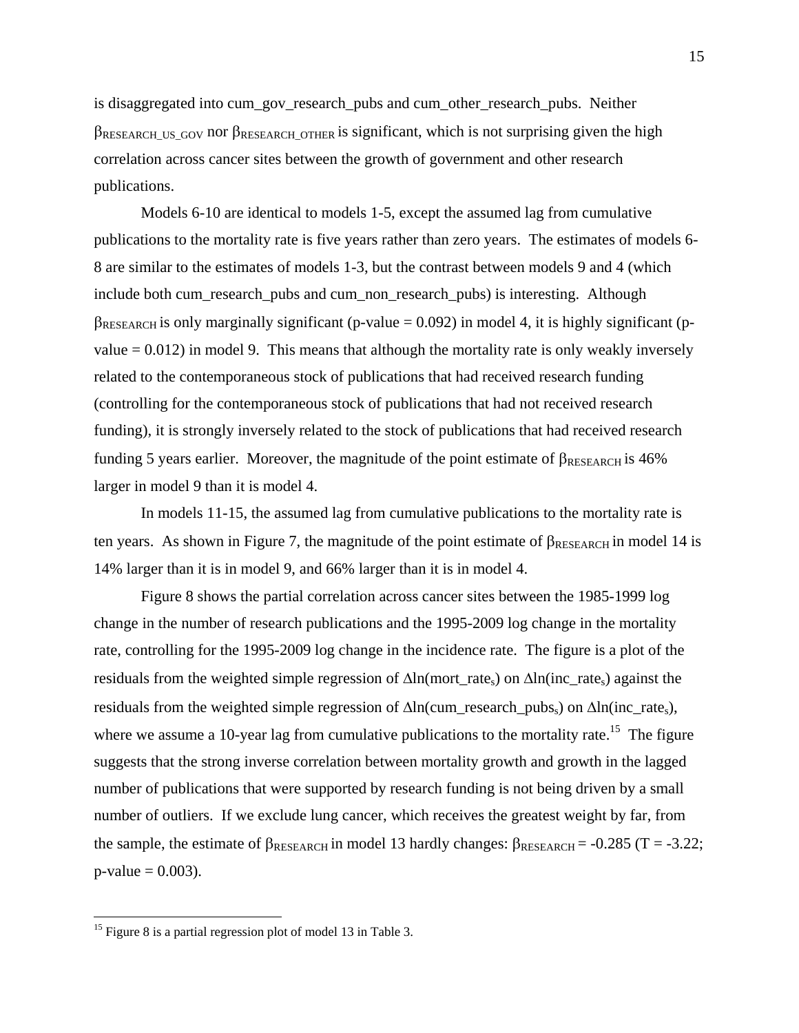is disaggregated into cum_gov_research_pubs and cum_other_research_pubs. Neither $\beta_{RESEARCH\_US\_GOV}$ nor $\beta_{RESEARCH\_OTHER}$ is significant, which is not surprising given the high correlation across cancer sites between the growth of government and other research publications.

Models 6-10 are identical to models 1-5, except the assumed lag from cumulative publications to the mortality rate is five years rather than zero years. The estimates of models 6-8 are similar to the estimates of models 1-3, but the contrast between models 9 and 4 (which include both cum_research_pubs and cum_non_research_pubs) is interesting. Although $\beta_{RESEARCH}$ is only marginally significant (p-value = 0.092) in model 4, it is highly significant (p-value = 0.012) in model 9. This means that although the mortality rate is only weakly inversely related to the contemporaneous stock of publications that had received research funding (controlling for the contemporaneous stock of publications that had not received research funding), it is strongly inversely related to the stock of publications that had received research funding 5 years earlier. Moreover, the magnitude of the point estimate of $\beta_{RESEARCH}$ is 46% larger in model 9 than it is model 4.

In models 11-15, the assumed lag from cumulative publications to the mortality rate is ten years. As shown in Figure 7, the magnitude of the point estimate of $\beta_{RESEARCH}$ in model 14 is 14% larger than it is in model 9, and 66% larger than it is in model 4.

Figure 8 shows the partial correlation across cancer sites between the 1985-1999 log change in the number of research publications and the 1995-2009 log change in the mortality rate, controlling for the 1995-2009 log change in the incidence rate. The figure is a plot of the residuals from the weighted simple regression of $\Delta\ln(\text{mort\_rate}_s)$ on $\Delta\ln(\text{inc\_rate}_s)$ against the residuals from the weighted simple regression of $\Delta\ln(\text{cum\_research\_pubs}_s)$ on $\Delta\ln(\text{inc\_rate}_s)$, where we assume a 10-year lag from cumulative publications to the mortality rate.[15] The figure suggests that the strong inverse correlation between mortality growth and growth in the lagged number of publications that were supported by research funding is not being driven by a small number of outliers. If we exclude lung cancer, which receives the greatest weight by far, from the sample, the estimate of $\beta_{RESEARCH}$ in model 13 hardly changes: $\beta_{RESEARCH}$ = -0.285 (T = -3.22; p-value = 0.003).

---

[15] Figure 8 is a partial regression plot of model 13 in Table 3.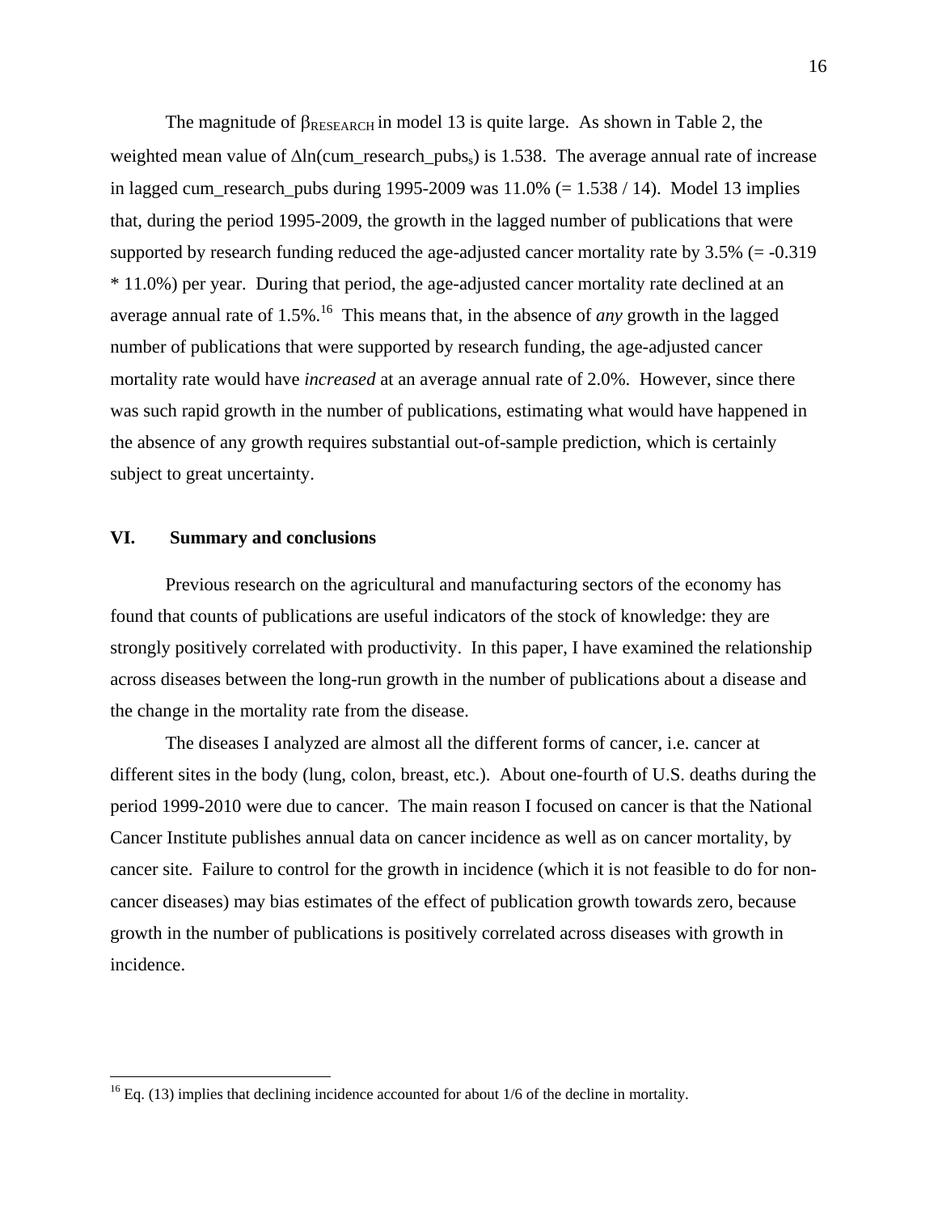The magnitude of $\beta_{RESEARCH}$ in model 13 is quite large. As shown in Table 2, the weighted mean value of $\Delta$ln(cum_research_pubs$_s$) is 1.538. The average annual rate of increase in lagged cum_research_pubs during 1995-2009 was 11.0% (= 1.538 / 14). Model 13 implies that, during the period 1995-2009, the growth in the lagged number of publications that were supported by research funding reduced the age-adjusted cancer mortality rate by 3.5% (= -0.319 * 11.0%) per year. During that period, the age-adjusted cancer mortality rate declined at an average annual rate of 1.5%.[16] This means that, in the absence of *any* growth in the lagged number of publications that were supported by research funding, the age-adjusted cancer mortality rate would have *increased* at an average annual rate of 2.0%. However, since there was such rapid growth in the number of publications, estimating what would have happened in the absence of any growth requires substantial out-of-sample prediction, which is certainly subject to great uncertainty.

## VI. Summary and conclusions

Previous research on the agricultural and manufacturing sectors of the economy has found that counts of publications are useful indicators of the stock of knowledge: they are strongly positively correlated with productivity. In this paper, I have examined the relationship across diseases between the long-run growth in the number of publications about a disease and the change in the mortality rate from the disease.

The diseases I analyzed are almost all the different forms of cancer, i.e. cancer at different sites in the body (lung, colon, breast, etc.). About one-fourth of U.S. deaths during the period 1999-2010 were due to cancer. The main reason I focused on cancer is that the National Cancer Institute publishes annual data on cancer incidence as well as on cancer mortality, by cancer site. Failure to control for the growth in incidence (which it is not feasible to do for non-cancer diseases) may bias estimates of the effect of publication growth towards zero, because growth in the number of publications is positively correlated across diseases with growth in incidence.

---

[16] Eq. (13) implies that declining incidence accounted for about 1/6 of the decline in mortality.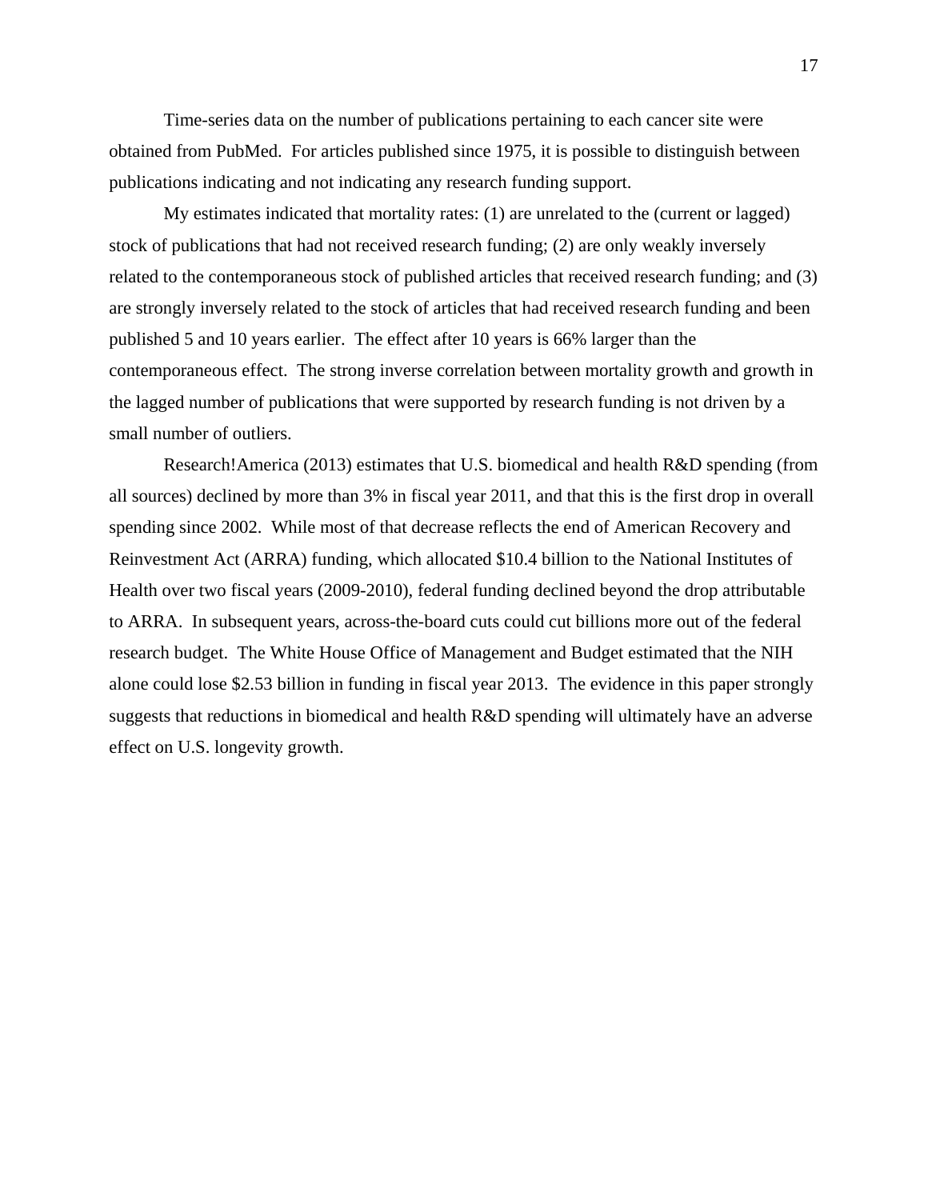Time-series data on the number of publications pertaining to each cancer site were obtained from PubMed. For articles published since 1975, it is possible to distinguish between publications indicating and not indicating any research funding support.

My estimates indicated that mortality rates: (1) are unrelated to the (current or lagged) stock of publications that had not received research funding; (2) are only weakly inversely related to the contemporaneous stock of published articles that received research funding; and (3) are strongly inversely related to the stock of articles that had received research funding and been published 5 and 10 years earlier. The effect after 10 years is 66% larger than the contemporaneous effect. The strong inverse correlation between mortality growth and growth in the lagged number of publications that were supported by research funding is not driven by a small number of outliers.

Research!America (2013) estimates that U.S. biomedical and health R&D spending (from all sources) declined by more than 3% in fiscal year 2011, and that this is the first drop in overall spending since 2002. While most of that decrease reflects the end of American Recovery and Reinvestment Act (ARRA) funding, which allocated $10.4 billion to the National Institutes of Health over two fiscal years (2009-2010), federal funding declined beyond the drop attributable to ARRA. In subsequent years, across-the-board cuts could cut billions more out of the federal research budget. The White House Office of Management and Budget estimated that the NIH alone could lose $2.53 billion in funding in fiscal year 2013. The evidence in this paper strongly suggests that reductions in biomedical and health R&D spending will ultimately have an adverse effect on U.S. longevity growth.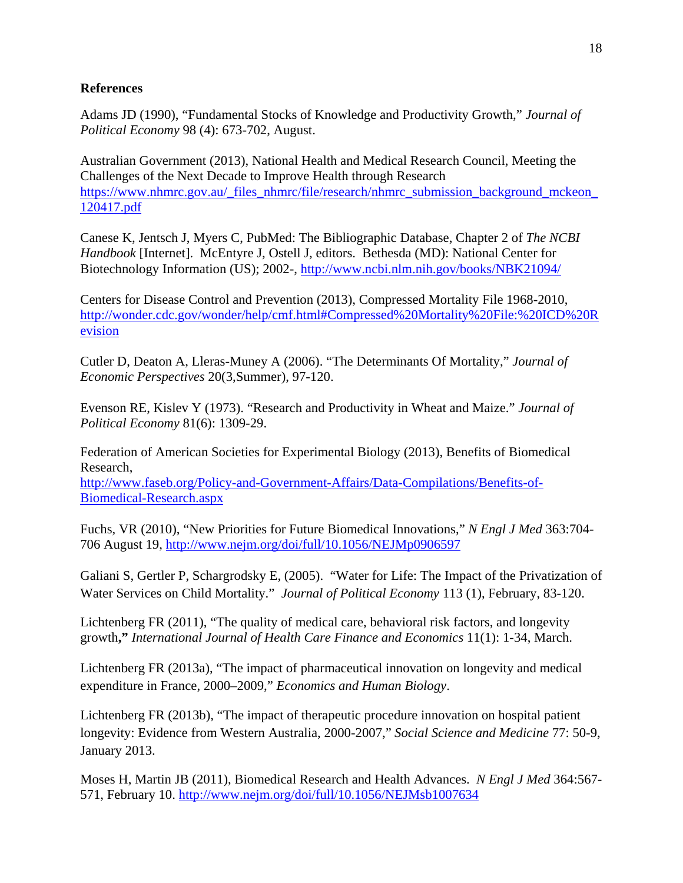**References**

Adams JD (1990), "Fundamental Stocks of Knowledge and Productivity Growth," *Journal of Political Economy* 98 (4): 673-702, August.

Australian Government (2013), National Health and Medical Research Council, Meeting the Challenges of the Next Decade to Improve Health through Research https://www.nhmrc.gov.au/_files_nhmrc/file/research/nhmrc_submission_background_mckeon_120417.pdf

Canese K, Jentsch J, Myers C, PubMed: The Bibliographic Database, Chapter 2 of *The NCBI Handbook* [Internet]. McEntyre J, Ostell J, editors. Bethesda (MD): National Center for Biotechnology Information (US); 2002-, http://www.ncbi.nlm.nih.gov/books/NBK21094/

Centers for Disease Control and Prevention (2013), Compressed Mortality File 1968-2010, http://wonder.cdc.gov/wonder/help/cmf.html#Compressed%20Mortality%20File:%20ICD%20Revision

Cutler D, Deaton A, Lleras-Muney A (2006). "The Determinants Of Mortality," *Journal of Economic Perspectives* 20(3,Summer), 97-120.

Evenson RE, Kislev Y (1973). "Research and Productivity in Wheat and Maize." *Journal of Political Economy* 81(6): 1309-29.

Federation of American Societies for Experimental Biology (2013), Benefits of Biomedical Research, http://www.faseb.org/Policy-and-Government-Affairs/Data-Compilations/Benefits-of-Biomedical-Research.aspx

Fuchs, VR (2010), "New Priorities for Future Biomedical Innovations," *N Engl J Med* 363:704-706 August 19, http://www.nejm.org/doi/full/10.1056/NEJMp0906597

Galiani S, Gertler P, Schargrodsky E, (2005). "Water for Life: The Impact of the Privatization of Water Services on Child Mortality." *Journal of Political Economy* 113 (1), February, 83-120.

Lichtenberg FR (2011), "The quality of medical care, behavioral risk factors, and longevity growth**,"** *International Journal of Health Care Finance and Economics* 11(1): 1-34, March.

Lichtenberg FR (2013a), "The impact of pharmaceutical innovation on longevity and medical expenditure in France, 2000–2009," *Economics and Human Biology*.

Lichtenberg FR (2013b), "The impact of therapeutic procedure innovation on hospital patient longevity: Evidence from Western Australia, 2000-2007," *Social Science and Medicine* 77: 50-9, January 2013.

Moses H, Martin JB (2011), Biomedical Research and Health Advances. *N Engl J Med* 364:567-571, February 10. http://www.nejm.org/doi/full/10.1056/NEJMsb1007634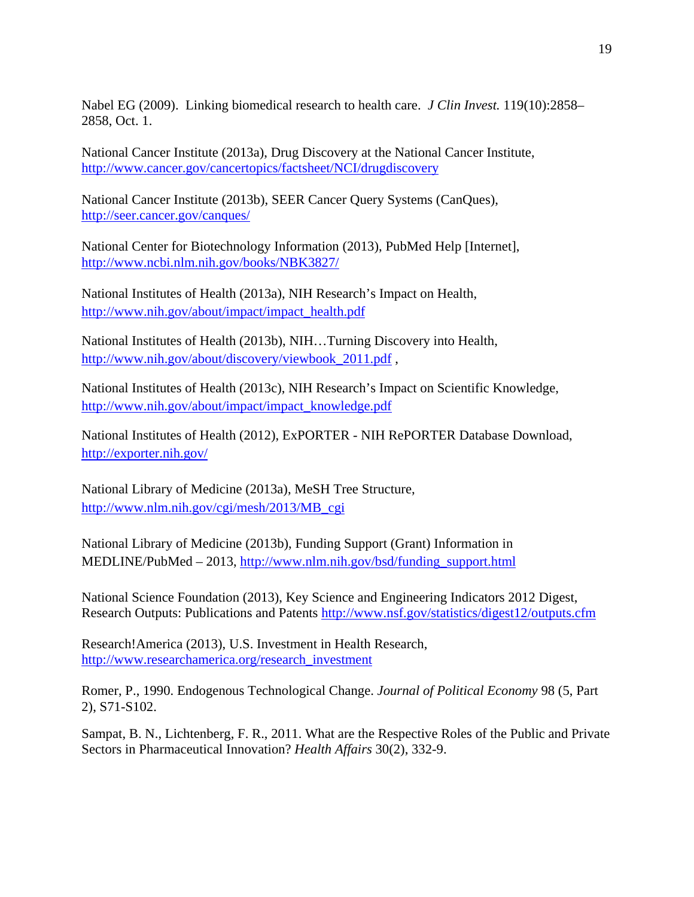Nabel EG (2009). Linking biomedical research to health care. *J Clin Invest.* 119(10):2858–2858, Oct. 1.

National Cancer Institute (2013a), Drug Discovery at the National Cancer Institute, http://www.cancer.gov/cancertopics/factsheet/NCI/drugdiscovery

National Cancer Institute (2013b), SEER Cancer Query Systems (CanQues), http://seer.cancer.gov/canques/

National Center for Biotechnology Information (2013), PubMed Help [Internet], http://www.ncbi.nlm.nih.gov/books/NBK3827/

National Institutes of Health (2013a), NIH Research's Impact on Health, http://www.nih.gov/about/impact/impact_health.pdf

National Institutes of Health (2013b), NIH…Turning Discovery into Health, http://www.nih.gov/about/discovery/viewbook_2011.pdf ,

National Institutes of Health (2013c), NIH Research's Impact on Scientific Knowledge, http://www.nih.gov/about/impact/impact_knowledge.pdf

National Institutes of Health (2012), ExPORTER - NIH RePORTER Database Download, http://exporter.nih.gov/

National Library of Medicine (2013a), MeSH Tree Structure, http://www.nlm.nih.gov/cgi/mesh/2013/MB_cgi

National Library of Medicine (2013b), Funding Support (Grant) Information in MEDLINE/PubMed – 2013, http://www.nlm.nih.gov/bsd/funding_support.html

National Science Foundation (2013), Key Science and Engineering Indicators 2012 Digest, Research Outputs: Publications and Patents http://www.nsf.gov/statistics/digest12/outputs.cfm

Research!America (2013), U.S. Investment in Health Research, http://www.researchamerica.org/research_investment

Romer, P., 1990. Endogenous Technological Change. *Journal of Political Economy* 98 (5, Part 2), S71-S102.

Sampat, B. N., Lichtenberg, F. R., 2011. What are the Respective Roles of the Public and Private Sectors in Pharmaceutical Innovation? *Health Affairs* 30(2), 332-9.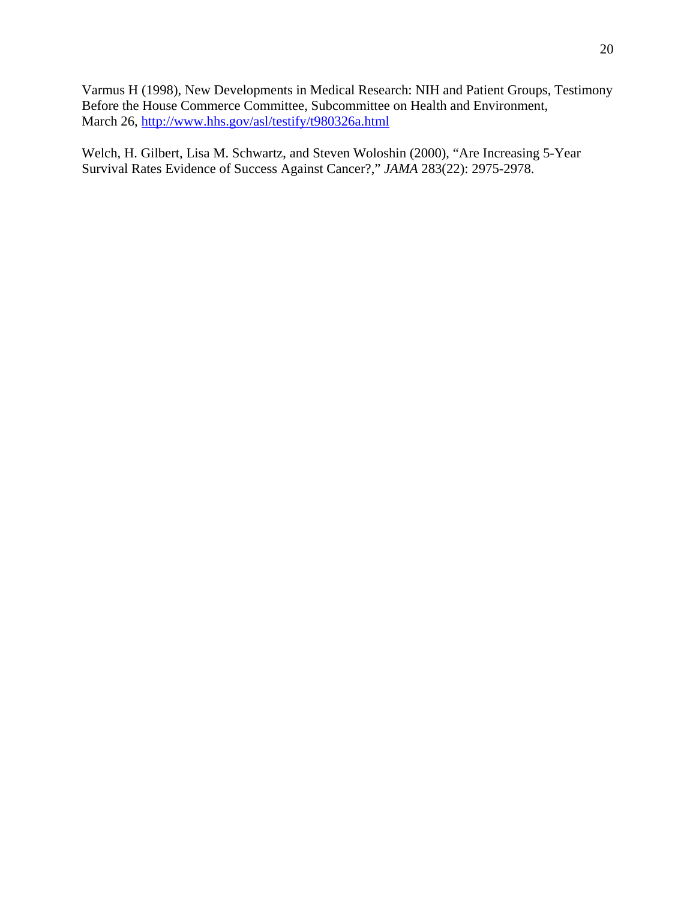Varmus H (1998), New Developments in Medical Research: NIH and Patient Groups, Testimony Before the House Commerce Committee, Subcommittee on Health and Environment, March 26, http://www.hhs.gov/asl/testify/t980326a.html

Welch, H. Gilbert, Lisa M. Schwartz, and Steven Woloshin (2000), "Are Increasing 5-Year Survival Rates Evidence of Success Against Cancer?," *JAMA* 283(22): 2975-2978.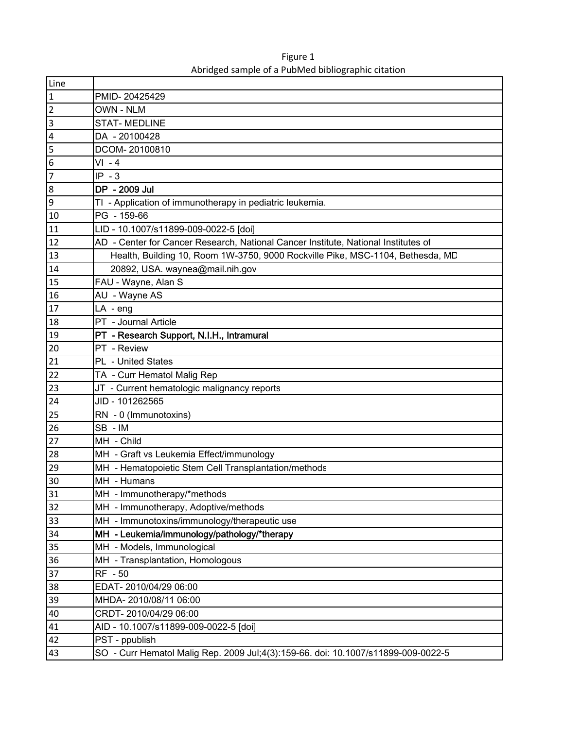Figure 1

Abridged sample of a PubMed bibliographic citation

| Line | |
|---|---|
| 1 | PMID- 20425429 |
| 2 | OWN - NLM |
| 3 | STAT- MEDLINE |
| 4 | DA - 20100428 |
| 5 | DCOM- 20100810 |
| 6 | VI - 4 |
| 7 | IP - 3 |
| 8 | **DP - 2009 Jul** |
| 9 | TI - Application of immunotherapy in pediatric leukemia. |
| 10 | PG - 159-66 |
| 11 | LID - 10.1007/s11899-009-0022-5 [doi] |
| 12 | AD - Center for Cancer Research, National Cancer Institute, National Institutes of |
| 13 | Health, Building 10, Room 1W-3750, 9000 Rockville Pike, MSC-1104, Bethesda, MD |
| 14 | 20892, USA. waynea@mail.nih.gov |
| 15 | FAU - Wayne, Alan S |
| 16 | AU - Wayne AS |
| 17 | LA - eng |
| 18 | PT - Journal Article |
| 19 | **PT - Research Support, N.I.H., Intramural** |
| 20 | PT - Review |
| 21 | PL - United States |
| 22 | TA - Curr Hematol Malig Rep |
| 23 | JT - Current hematologic malignancy reports |
| 24 | JID - 101262565 |
| 25 | RN - 0 (Immunotoxins) |
| 26 | SB - IM |
| 27 | MH - Child |
| 28 | MH - Graft vs Leukemia Effect/immunology |
| 29 | MH - Hematopoietic Stem Cell Transplantation/methods |
| 30 | MH - Humans |
| 31 | MH - Immunotherapy/*methods |
| 32 | MH - Immunotherapy, Adoptive/methods |
| 33 | MH - Immunotoxins/immunology/therapeutic use |
| 34 | **MH - Leukemia/immunology/pathology/*therapy** |
| 35 | MH - Models, Immunological |
| 36 | MH - Transplantation, Homologous |
| 37 | RF - 50 |
| 38 | EDAT- 2010/04/29 06:00 |
| 39 | MHDA- 2010/08/11 06:00 |
| 40 | CRDT- 2010/04/29 06:00 |
| 41 | AID - 10.1007/s11899-009-0022-5 [doi] |
| 42 | PST - ppublish |
| 43 | SO - Curr Hematol Malig Rep. 2009 Jul;4(3):159-66. doi: 10.1007/s11899-009-0022-5 |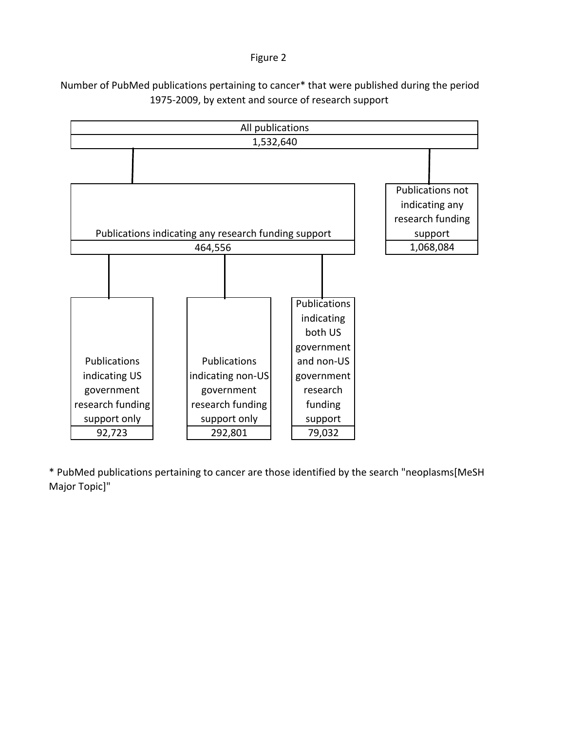Figure 2

Number of PubMed publications pertaining to cancer* that were published during the period 1975-2009, by extent and source of research support

- All publications: 1,532,640
  - Publications indicating any research funding support: 464,556
    - Publications indicating US government research funding support only: 92,723
    - Publications indicating non-US government research funding support only: 292,801
    - Publications indicating both US government and non-US government research funding support: 79,032
  - Publications not indicating any research funding support: 1,068,084

* PubMed publications pertaining to cancer are those identified by the search "neoplasms[MeSH Major Topic]"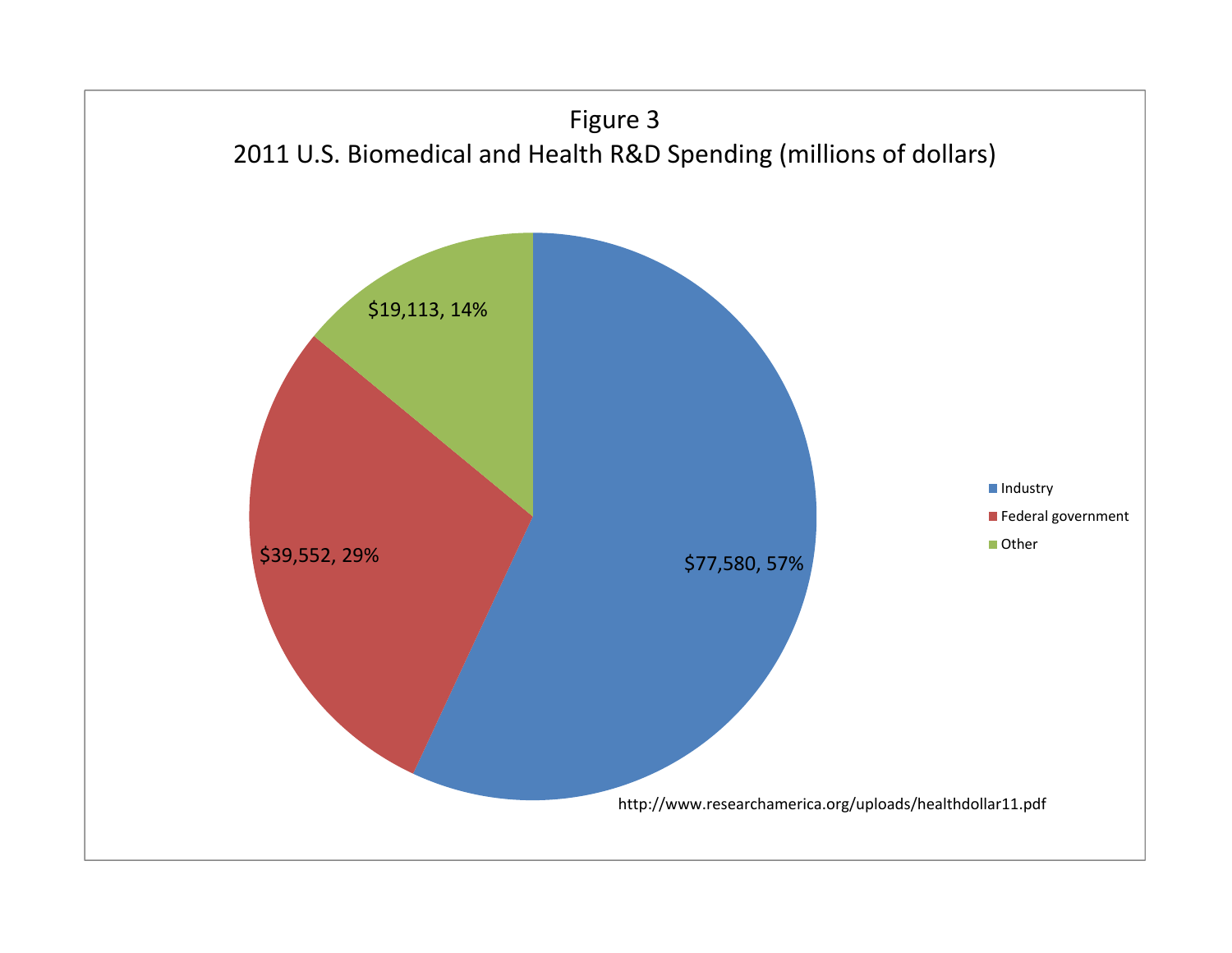Figure 3
2011 U.S. Biomedical and Health R&D Spending (millions of dollars)

| Category | Spending (millions of dollars) | Percent |
|---|---|---|
| Industry | $77,580 | 57% |
| Federal government | $39,552 | 29% |
| Other | $19,113 | 14% |

http://www.researchamerica.org/uploads/healthdollar11.pdf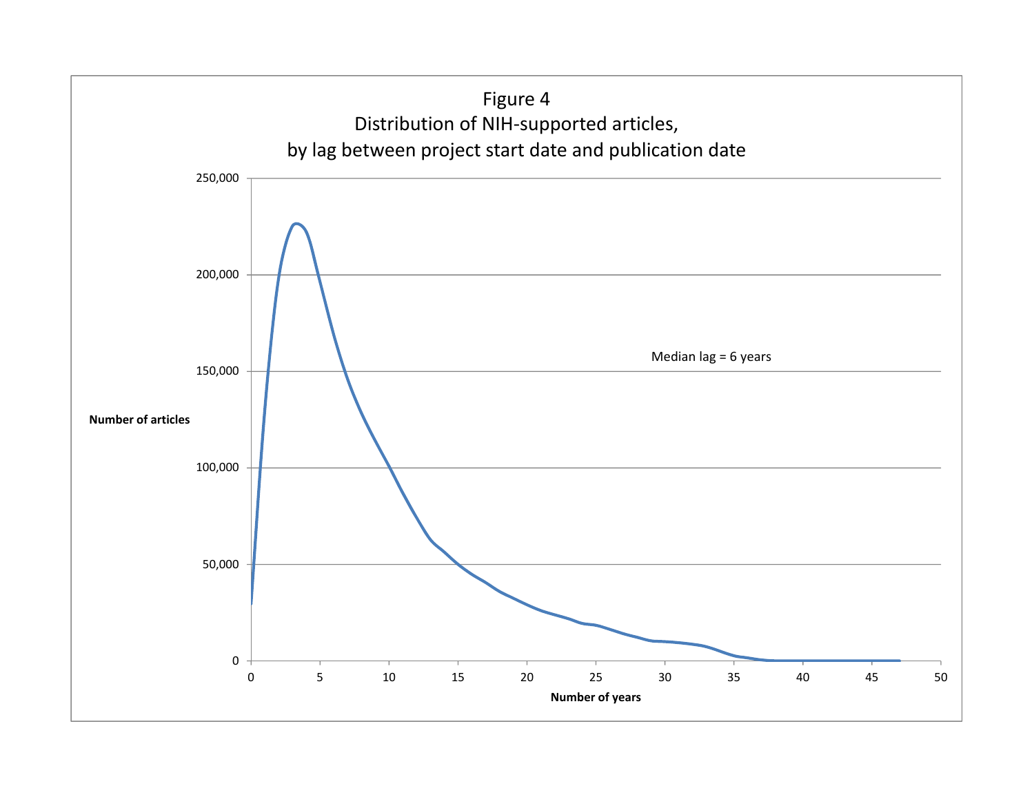Figure 4
Distribution of NIH-supported articles,
by lag between project start date and publication date

Median lag = 6 years

Number of articles

Number of years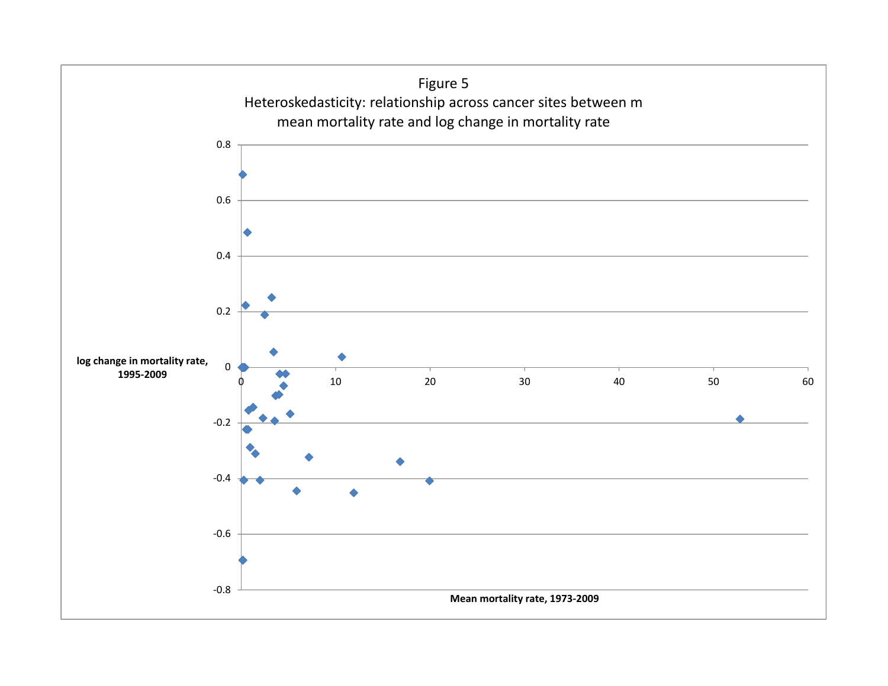Figure 5

Heteroskedasticity: relationship across cancer sites between m mean mortality rate and log change in mortality rate

log change in mortality rate, 1995-2009

Mean mortality rate, 1973-2009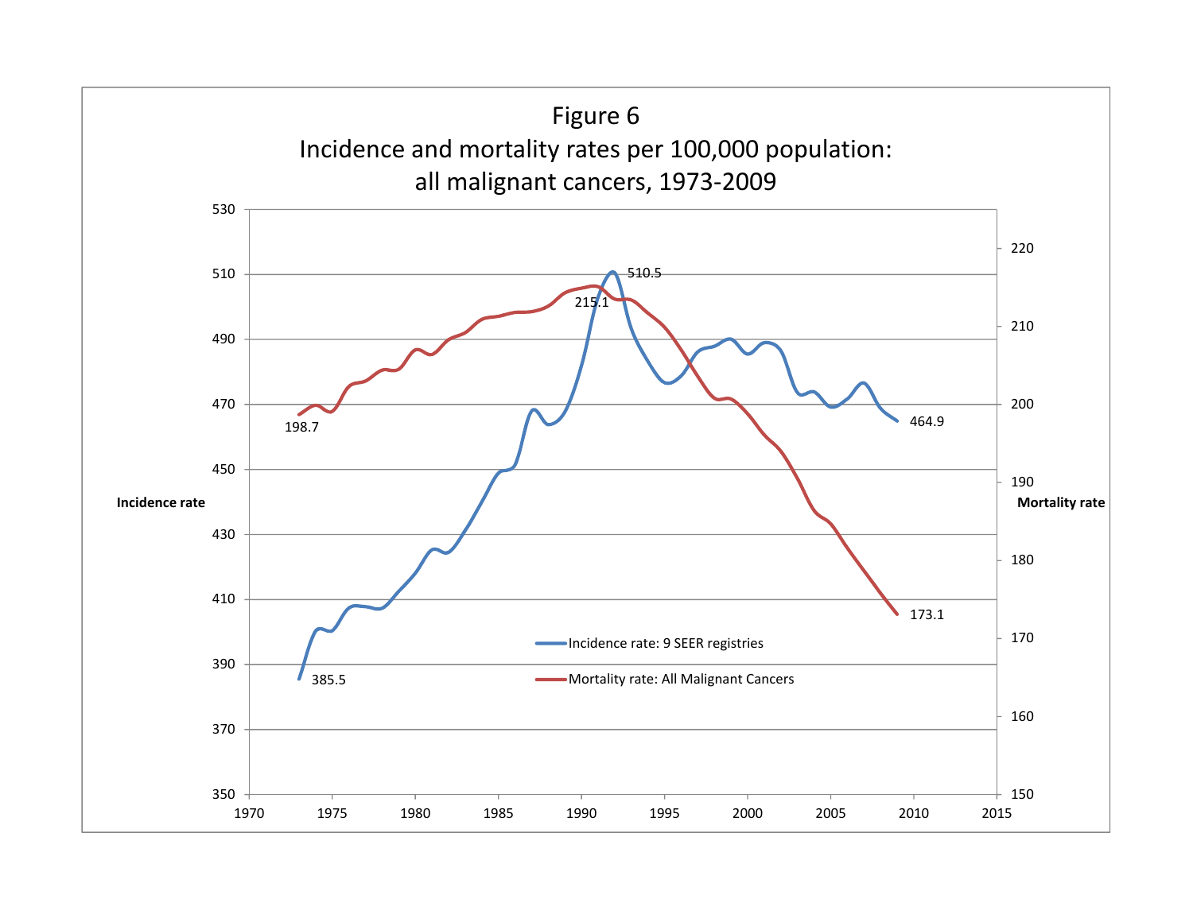Figure 6

Incidence and mortality rates per 100,000 population: all malignant cancers, 1973-2009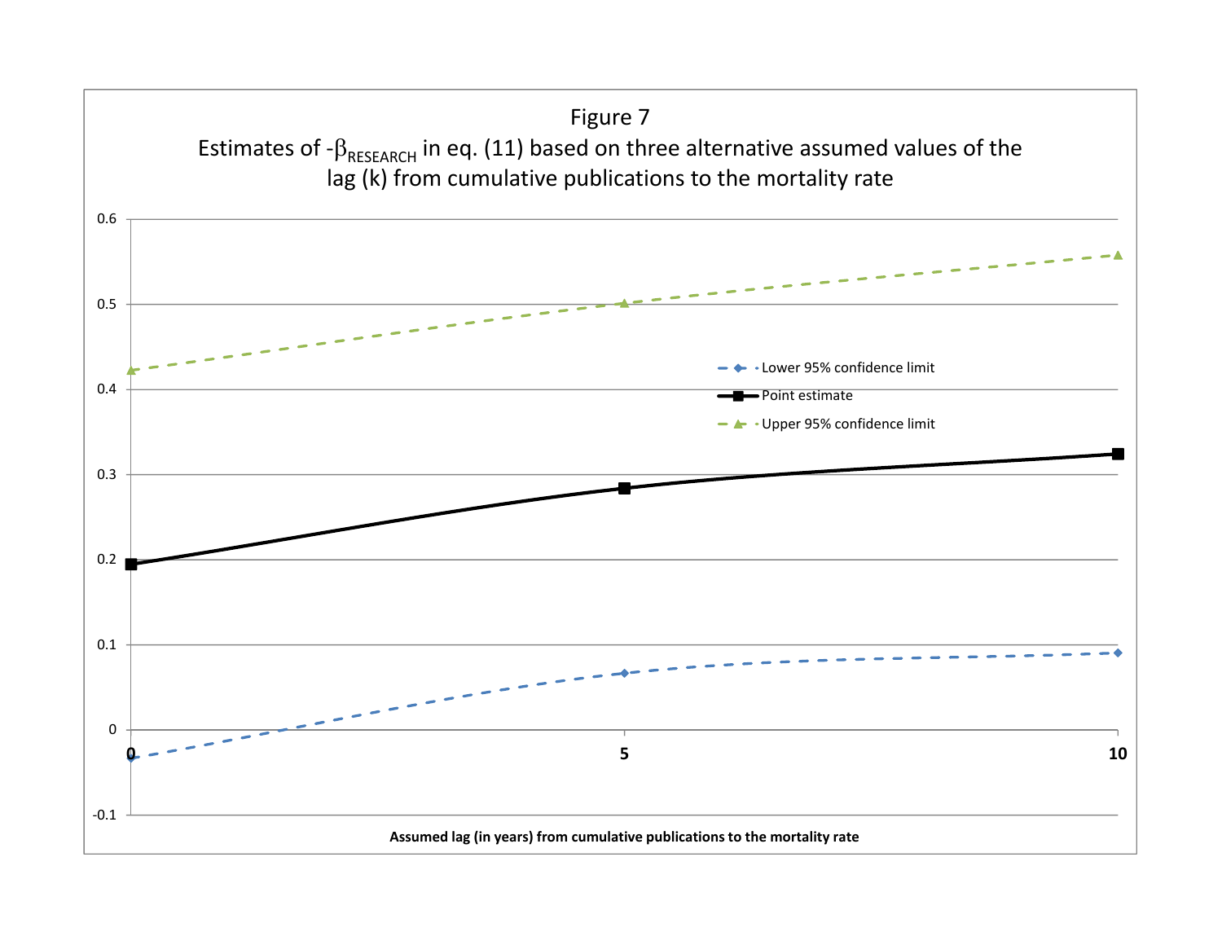Figure 7

Estimates of $-\beta_{RESEARCH}$ in eq. (11) based on three alternative assumed values of the lag (k) from cumulative publications to the mortality rate

| Assumed lag (in years) from cumulative publications to the mortality rate | Lower 95% confidence limit | Point estimate | Upper 95% confidence limit |
|---|---|---|---|
| 0 | -0.03 | 0.195 | 0.42 |
| 5 | 0.07 | 0.285 | 0.50 |
| 10 | 0.09 | 0.325 | 0.56 |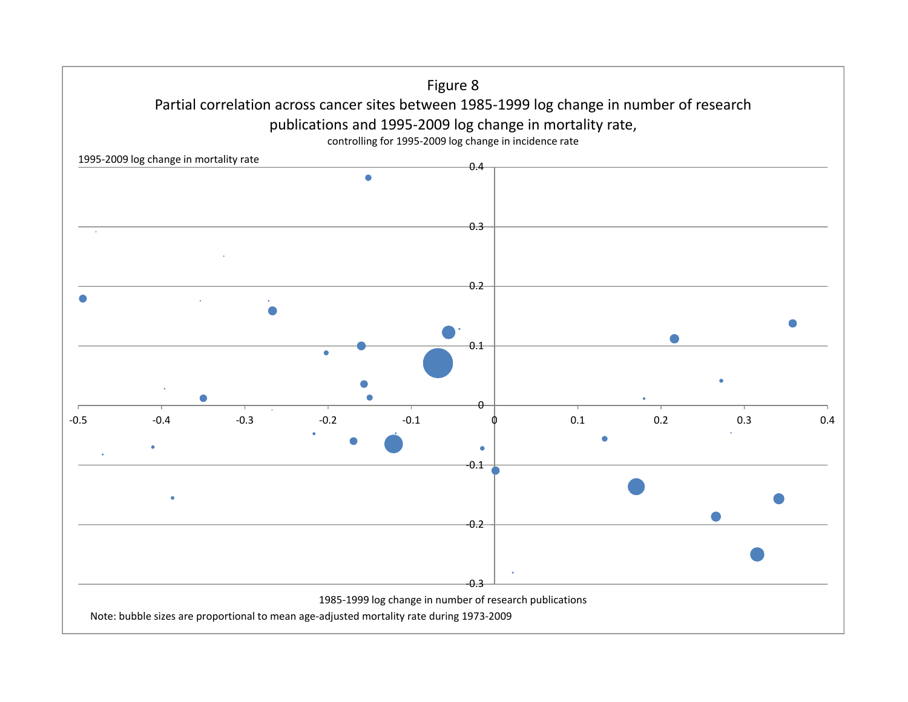Figure 8

Partial correlation across cancer sites between 1985-1999 log change in number of research publications and 1995-2009 log change in mortality rate,

controlling for 1995-2009 log change in incidence rate

1995-2009 log change in mortality rate

1985-1999 log change in number of research publications

Note: bubble sizes are proportional to mean age-adjusted mortality rate during 1973-2009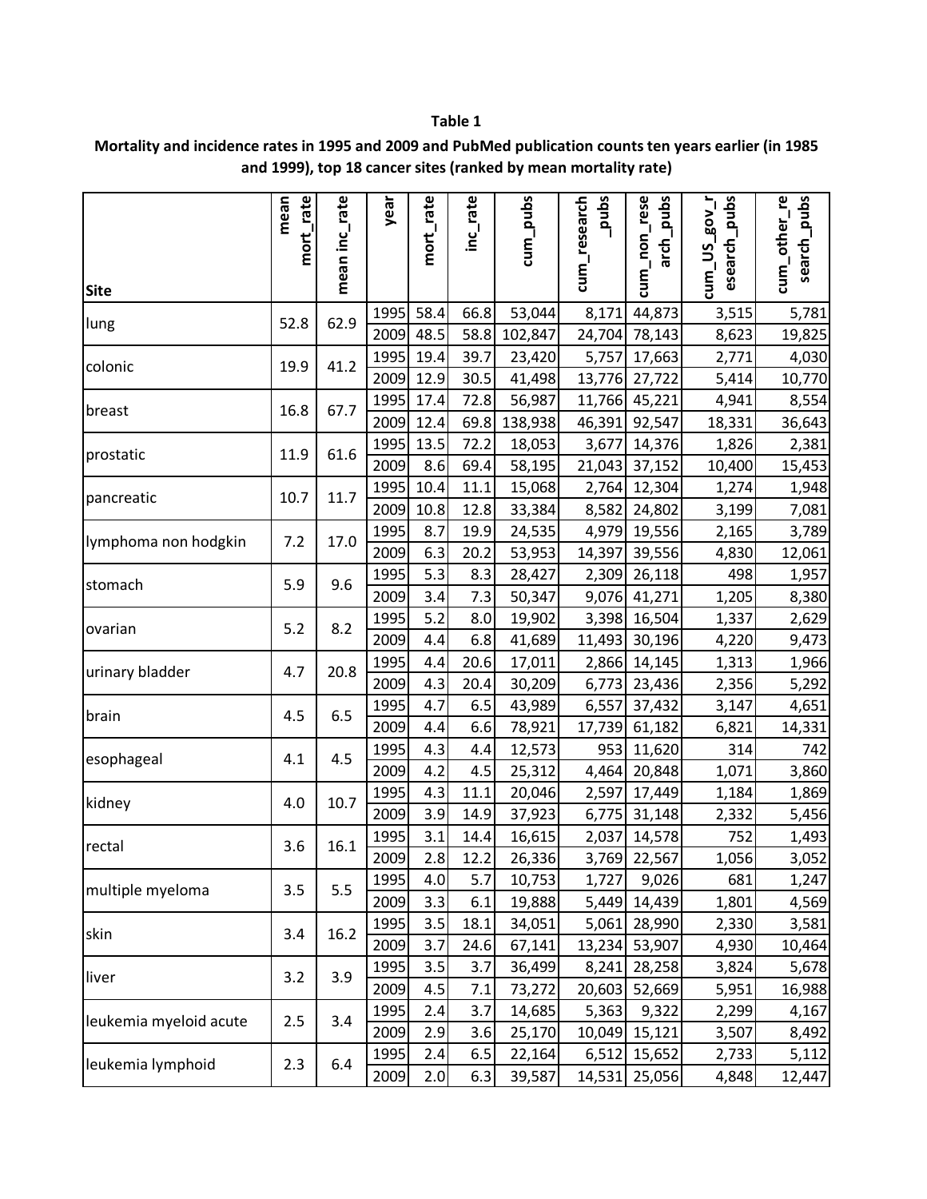**Table 1**

**Mortality and incidence rates in 1995 and 2009 and PubMed publication counts ten years earlier (in 1985 and 1999), top 18 cancer sites (ranked by mean mortality rate)**

| Site | mean mort_rate | mean inc_rate | year | mort_rate | inc_rate | cum_pubs | cum_research_pubs | cum_non_research_pubs | cum_US_gov_research_pubs | cum_other_research_pubs |
|---|---|---|---|---|---|---|---|---|---|---|
| lung | 52.8 | 62.9 | 1995 | 58.4 | 66.8 | 53,044 | 8,171 | 44,873 | 3,515 | 5,781 |
| | | | 2009 | 48.5 | 58.8 | 102,847 | 24,704 | 78,143 | 8,623 | 19,825 |
| colonic | 19.9 | 41.2 | 1995 | 19.4 | 39.7 | 23,420 | 5,757 | 17,663 | 2,771 | 4,030 |
| | | | 2009 | 12.9 | 30.5 | 41,498 | 13,776 | 27,722 | 5,414 | 10,770 |
| breast | 16.8 | 67.7 | 1995 | 17.4 | 72.8 | 56,987 | 11,766 | 45,221 | 4,941 | 8,554 |
| | | | 2009 | 12.4 | 69.8 | 138,938 | 46,391 | 92,547 | 18,331 | 36,643 |
| prostatic | 11.9 | 61.6 | 1995 | 13.5 | 72.2 | 18,053 | 3,677 | 14,376 | 1,826 | 2,381 |
| | | | 2009 | 8.6 | 69.4 | 58,195 | 21,043 | 37,152 | 10,400 | 15,453 |
| pancreatic | 10.7 | 11.7 | 1995 | 10.4 | 11.1 | 15,068 | 2,764 | 12,304 | 1,274 | 1,948 |
| | | | 2009 | 10.8 | 12.8 | 33,384 | 8,582 | 24,802 | 3,199 | 7,081 |
| lymphoma non hodgkin | 7.2 | 17.0 | 1995 | 8.7 | 19.9 | 24,535 | 4,979 | 19,556 | 2,165 | 3,789 |
| | | | 2009 | 6.3 | 20.2 | 53,953 | 14,397 | 39,556 | 4,830 | 12,061 |
| stomach | 5.9 | 9.6 | 1995 | 5.3 | 8.3 | 28,427 | 2,309 | 26,118 | 498 | 1,957 |
| | | | 2009 | 3.4 | 7.3 | 50,347 | 9,076 | 41,271 | 1,205 | 8,380 |
| ovarian | 5.2 | 8.2 | 1995 | 5.2 | 8.0 | 19,902 | 3,398 | 16,504 | 1,337 | 2,629 |
| | | | 2009 | 4.4 | 6.8 | 41,689 | 11,493 | 30,196 | 4,220 | 9,473 |
| urinary bladder | 4.7 | 20.8 | 1995 | 4.4 | 20.6 | 17,011 | 2,866 | 14,145 | 1,313 | 1,966 |
| | | | 2009 | 4.3 | 20.4 | 30,209 | 6,773 | 23,436 | 2,356 | 5,292 |
| brain | 4.5 | 6.5 | 1995 | 4.7 | 6.5 | 43,989 | 6,557 | 37,432 | 3,147 | 4,651 |
| | | | 2009 | 4.4 | 6.6 | 78,921 | 17,739 | 61,182 | 6,821 | 14,331 |
| esophageal | 4.1 | 4.5 | 1995 | 4.3 | 4.4 | 12,573 | 953 | 11,620 | 314 | 742 |
| | | | 2009 | 4.2 | 4.5 | 25,312 | 4,464 | 20,848 | 1,071 | 3,860 |
| kidney | 4.0 | 10.7 | 1995 | 4.3 | 11.1 | 20,046 | 2,597 | 17,449 | 1,184 | 1,869 |
| | | | 2009 | 3.9 | 14.9 | 37,923 | 6,775 | 31,148 | 2,332 | 5,456 |
| rectal | 3.6 | 16.1 | 1995 | 3.1 | 14.4 | 16,615 | 2,037 | 14,578 | 752 | 1,493 |
| | | | 2009 | 2.8 | 12.2 | 26,336 | 3,769 | 22,567 | 1,056 | 3,052 |
| multiple myeloma | 3.5 | 5.5 | 1995 | 4.0 | 5.7 | 10,753 | 1,727 | 9,026 | 681 | 1,247 |
| | | | 2009 | 3.3 | 6.1 | 19,888 | 5,449 | 14,439 | 1,801 | 4,569 |
| skin | 3.4 | 16.2 | 1995 | 3.5 | 18.1 | 34,051 | 5,061 | 28,990 | 2,330 | 3,581 |
| | | | 2009 | 3.7 | 24.6 | 67,141 | 13,234 | 53,907 | 4,930 | 10,464 |
| liver | 3.2 | 3.9 | 1995 | 3.5 | 3.7 | 36,499 | 8,241 | 28,258 | 3,824 | 5,678 |
| | | | 2009 | 4.5 | 7.1 | 73,272 | 20,603 | 52,669 | 5,951 | 16,988 |
| leukemia myeloid acute | 2.5 | 3.4 | 1995 | 2.4 | 3.7 | 14,685 | 5,363 | 9,322 | 2,299 | 4,167 |
| | | | 2009 | 2.9 | 3.6 | 25,170 | 10,049 | 15,121 | 3,507 | 8,492 |
| leukemia lymphoid | 2.3 | 6.4 | 1995 | 2.4 | 6.5 | 22,164 | 6,512 | 15,652 | 2,733 | 5,112 |
| | | | 2009 | 2.0 | 6.3 | 39,587 | 14,531 | 25,056 | 4,848 | 12,447 |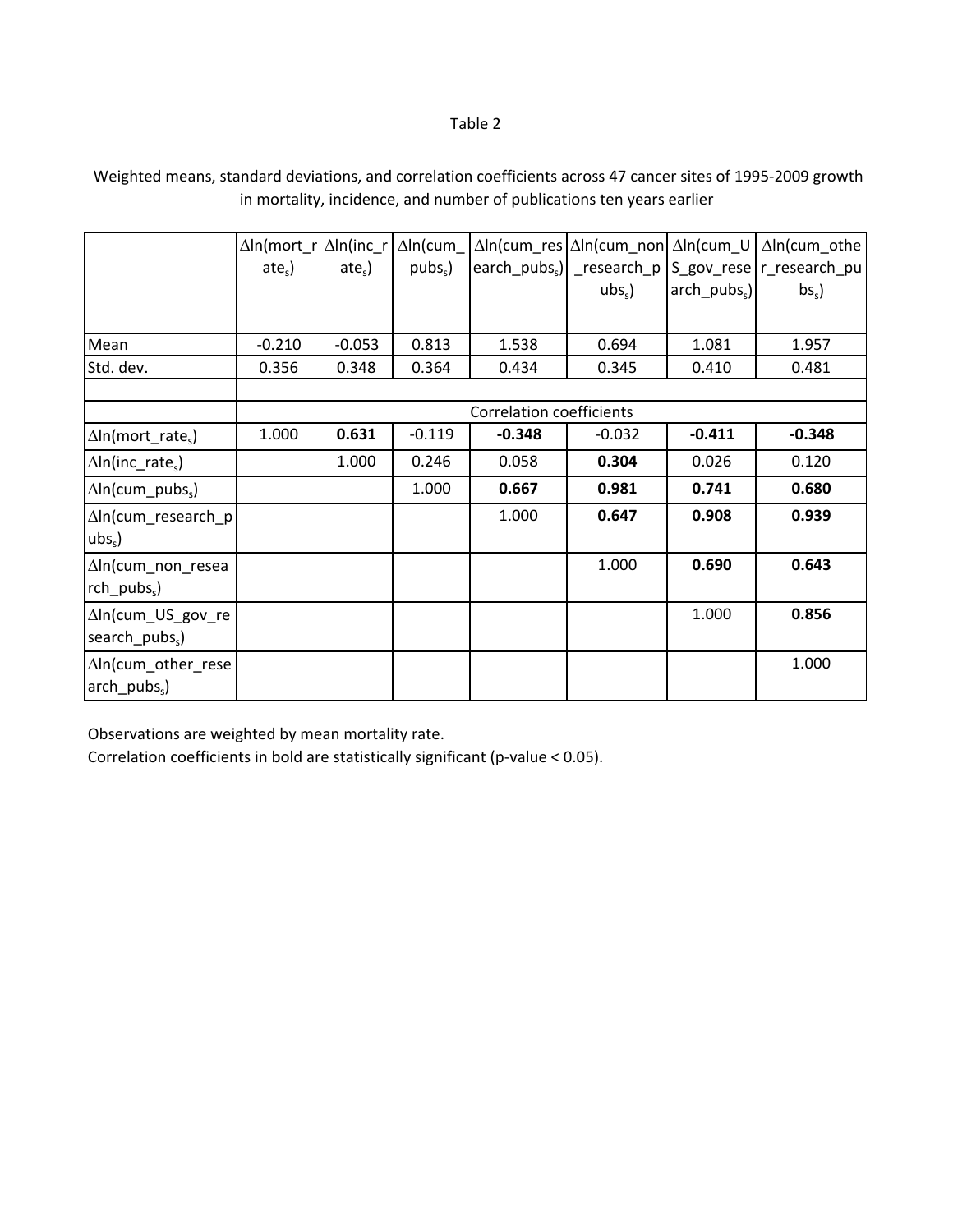Table 2

Weighted means, standard deviations, and correlation coefficients across 47 cancer sites of 1995-2009 growth in mortality, incidence, and number of publications ten years earlier

| | $\Delta$ln(mort_rate$_s$) | $\Delta$ln(inc_rate$_s$) | $\Delta$ln(cum_pubs$_s$) | $\Delta$ln(cum_research_pubs$_s$) | $\Delta$ln(cum_non_research_pubs$_s$) | $\Delta$ln(cum_US_gov_research_pubs$_s$) | $\Delta$ln(cum_other_research_pubs$_s$) |
|---|---|---|---|---|---|---|---|
| Mean | -0.210 | -0.053 | 0.813 | 1.538 | 0.694 | 1.081 | 1.957 |
| Std. dev. | 0.356 | 0.348 | 0.364 | 0.434 | 0.345 | 0.410 | 0.481 |
| | | | | | | | |
| | Correlation coefficients | | | | | | |
| $\Delta$ln(mort_rate$_s$) | 1.000 | **0.631** | -0.119 | **-0.348** | -0.032 | **-0.411** | **-0.348** |
| $\Delta$ln(inc_rate$_s$) | | 1.000 | 0.246 | 0.058 | **0.304** | 0.026 | 0.120 |
| $\Delta$ln(cum_pubs$_s$) | | | 1.000 | **0.667** | **0.981** | **0.741** | **0.680** |
| $\Delta$ln(cum_research_pubs$_s$) | | | | 1.000 | **0.647** | **0.908** | **0.939** |
| $\Delta$ln(cum_non_research_pubs$_s$) | | | | | 1.000 | **0.690** | **0.643** |
| $\Delta$ln(cum_US_gov_research_pubs$_s$) | | | | | | 1.000 | **0.856** |
| $\Delta$ln(cum_other_research_pubs$_s$) | | | | | | | 1.000 |

Observations are weighted by mean mortality rate.
Correlation coefficients in bold are statistically significant (p-value < 0.05).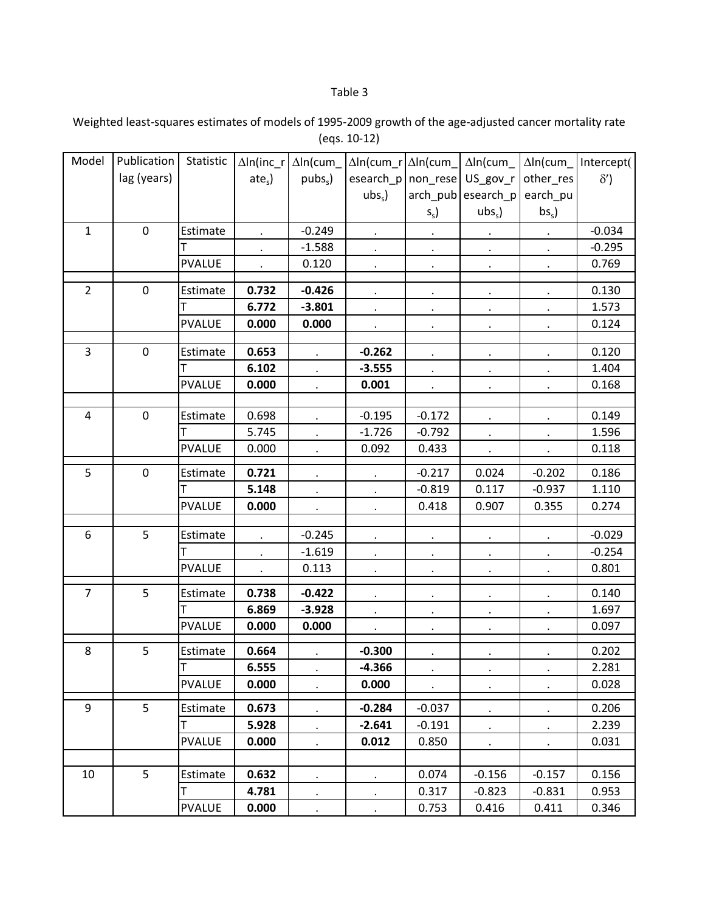Table 3

Weighted least-squares estimates of models of 1995-2009 growth of the age-adjusted cancer mortality rate (eqs. 10-12)

| Model | Publication lag (years) | Statistic | $\Delta\ln(inc\_rate_s)$ | $\Delta\ln(cum\_pubs_s)$ | $\Delta\ln(cum\_research\_pubs_s)$ | $\Delta\ln(cum\_non\_research\_pubs_s)$ | $\Delta\ln(cum\_US\_gov\_research\_pubs_s)$ | $\Delta\ln(cum\_other\_research\_pubs_s)$ | Intercept($\delta'$) |
|---|---|---|---|---|---|---|---|---|---|
| 1 | 0 | Estimate | . | -0.249 | . | . | . | . | -0.034 |
| | | T | . | -1.588 | . | . | . | . | -0.295 |
| | | PVALUE | . | 0.120 | . | . | . | . | 0.769 |
| 2 | 0 | Estimate | **0.732** | **-0.426** | . | . | . | . | 0.130 |
| | | T | **6.772** | **-3.801** | . | . | . | . | 1.573 |
| | | PVALUE | **0.000** | **0.000** | . | . | . | . | 0.124 |
| 3 | 0 | Estimate | **0.653** | . | **-0.262** | . | . | . | 0.120 |
| | | T | **6.102** | . | **-3.555** | . | . | . | 1.404 |
| | | PVALUE | **0.000** | . | **0.001** | . | . | . | 0.168 |
| 4 | 0 | Estimate | 0.698 | . | -0.195 | -0.172 | . | . | 0.149 |
| | | T | 5.745 | . | -1.726 | -0.792 | . | . | 1.596 |
| | | PVALUE | 0.000 | . | 0.092 | 0.433 | . | . | 0.118 |
| 5 | 0 | Estimate | **0.721** | . | . | -0.217 | 0.024 | -0.202 | 0.186 |
| | | T | **5.148** | . | . | -0.819 | 0.117 | -0.937 | 1.110 |
| | | PVALUE | **0.000** | . | . | 0.418 | 0.907 | 0.355 | 0.274 |
| 6 | 5 | Estimate | . | -0.245 | . | . | . | . | -0.029 |
| | | T | . | -1.619 | . | . | . | . | -0.254 |
| | | PVALUE | . | 0.113 | . | . | . | . | 0.801 |
| 7 | 5 | Estimate | **0.738** | **-0.422** | . | . | . | . | 0.140 |
| | | T | **6.869** | **-3.928** | . | . | . | . | 1.697 |
| | | PVALUE | **0.000** | **0.000** | . | . | . | . | 0.097 |
| 8 | 5 | Estimate | **0.664** | . | **-0.300** | . | . | . | 0.202 |
| | | T | **6.555** | . | **-4.366** | . | . | . | 2.281 |
| | | PVALUE | **0.000** | . | **0.000** | . | . | . | 0.028 |
| 9 | 5 | Estimate | **0.673** | . | **-0.284** | -0.037 | . | . | 0.206 |
| | | T | **5.928** | . | **-2.641** | -0.191 | . | . | 2.239 |
| | | PVALUE | **0.000** | . | **0.012** | 0.850 | . | . | 0.031 |
| 10 | 5 | Estimate | **0.632** | . | . | 0.074 | -0.156 | -0.157 | 0.156 |
| | | T | **4.781** | . | . | 0.317 | -0.823 | -0.831 | 0.953 |
| | | PVALUE | **0.000** | . | . | 0.753 | 0.416 | 0.411 | 0.346 |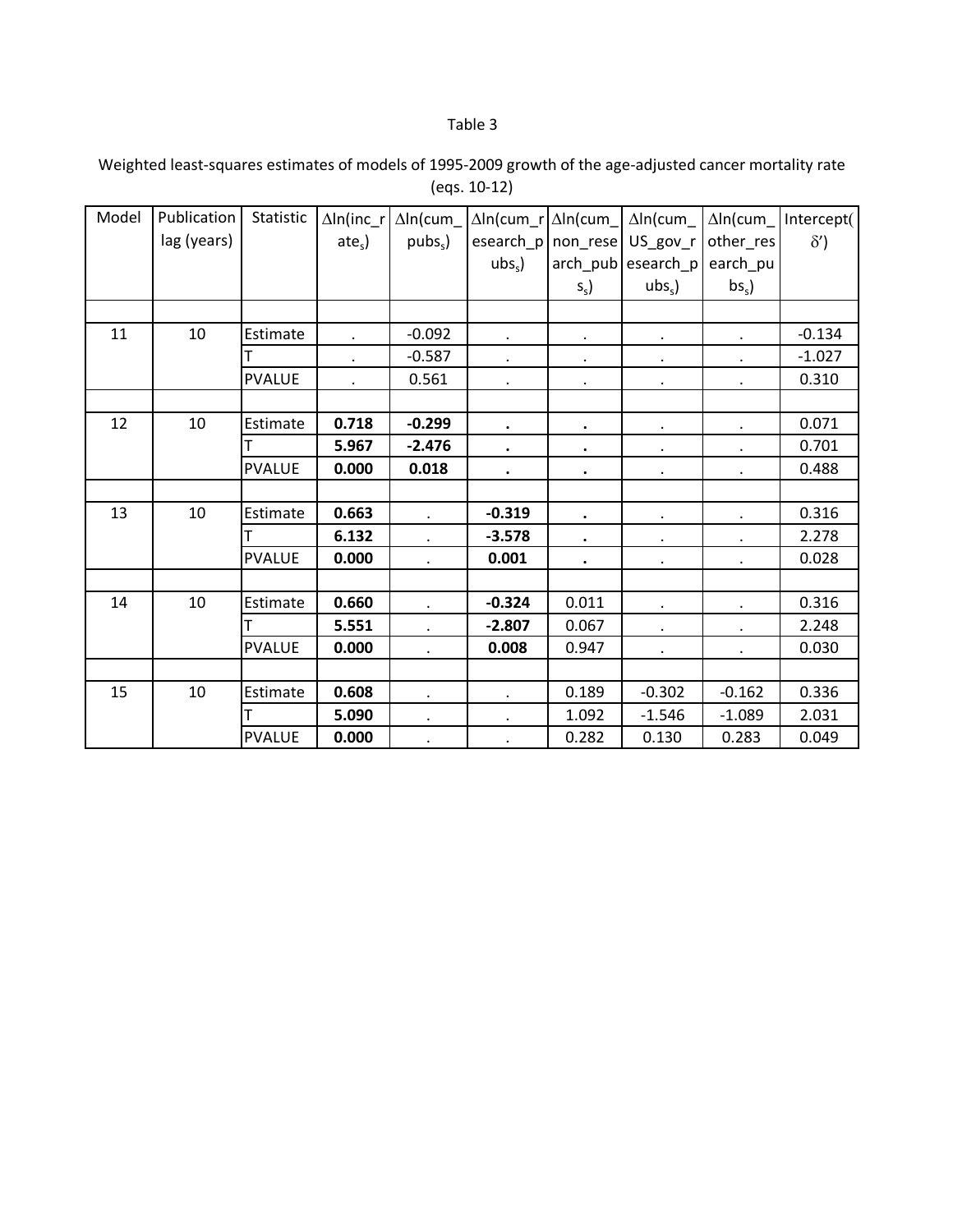Table 3

Weighted least-squares estimates of models of 1995-2009 growth of the age-adjusted cancer mortality rate (eqs. 10-12)

| Model | Publication lag (years) | Statistic | $\Delta$ln(inc_rate$_s$) | $\Delta$ln(cum_pubs$_s$) | $\Delta$ln(cum_research_pubs$_s$) | $\Delta$ln(cum_non_research_pubs$_s$) | $\Delta$ln(cum_US_gov_research_pubs$_s$) | $\Delta$ln(cum_other_research_pubs$_s$) | Intercept($\delta'$) |
|---|---|---|---|---|---|---|---|---|---|
| 11 | 10 | Estimate | . | -0.092 | . | . | . | . | -0.134 |
| | | T | . | -0.587 | . | . | . | . | -1.027 |
| | | PVALUE | . | 0.561 | . | . | . | . | 0.310 |
| 12 | 10 | Estimate | **0.718** | **-0.299** | **.** | **.** | . | . | 0.071 |
| | | T | **5.967** | **-2.476** | **.** | **.** | . | . | 0.701 |
| | | PVALUE | **0.000** | **0.018** | **.** | **.** | . | . | 0.488 |
| 13 | 10 | Estimate | **0.663** | . | **-0.319** | **.** | . | . | 0.316 |
| | | T | **6.132** | . | **-3.578** | **.** | . | . | 2.278 |
| | | PVALUE | **0.000** | . | **0.001** | **.** | . | . | 0.028 |
| 14 | 10 | Estimate | **0.660** | . | **-0.324** | 0.011 | . | . | 0.316 |
| | | T | **5.551** | . | **-2.807** | 0.067 | . | . | 2.248 |
| | | PVALUE | **0.000** | . | **0.008** | 0.947 | . | . | 0.030 |
| 15 | 10 | Estimate | **0.608** | . | . | 0.189 | -0.302 | -0.162 | 0.336 |
| | | T | **5.090** | . | . | 1.092 | -1.546 | -1.089 | 2.031 |
| | | PVALUE | **0.000** | . | . | 0.282 | 0.130 | 0.283 | 0.049 |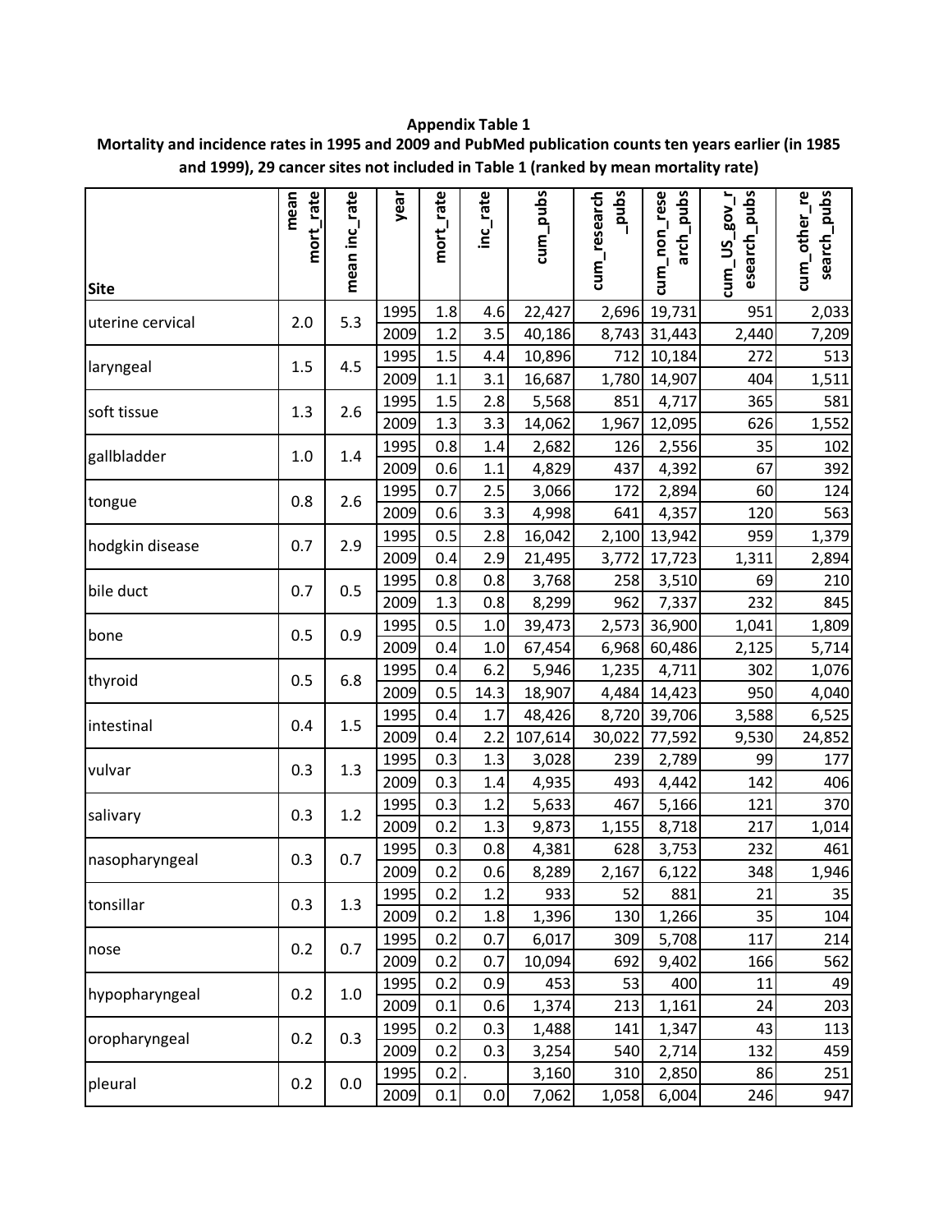**Appendix Table 1**

**Mortality and incidence rates in 1995 and 2009 and PubMed publication counts ten years earlier (in 1985 and 1999), 29 cancer sites not included in Table 1 (ranked by mean mortality rate)**

| Site | mean mort_rate | mean inc_rate | year | mort_rate | inc_rate | cum_pubs | cum_research_pubs | cum_non_research_pubs | cum_US_gov_research_pubs | cum_other_research_pubs |
|---|---|---|---|---|---|---|---|---|---|---|
| uterine cervical | 2.0 | 5.3 | 1995 | 1.8 | 4.6 | 22,427 | 2,696 | 19,731 | 951 | 2,033 |
| | | | 2009 | 1.2 | 3.5 | 40,186 | 8,743 | 31,443 | 2,440 | 7,209 |
| laryngeal | 1.5 | 4.5 | 1995 | 1.5 | 4.4 | 10,896 | 712 | 10,184 | 272 | 513 |
| | | | 2009 | 1.1 | 3.1 | 16,687 | 1,780 | 14,907 | 404 | 1,511 |
| soft tissue | 1.3 | 2.6 | 1995 | 1.5 | 2.8 | 5,568 | 851 | 4,717 | 365 | 581 |
| | | | 2009 | 1.3 | 3.3 | 14,062 | 1,967 | 12,095 | 626 | 1,552 |
| gallbladder | 1.0 | 1.4 | 1995 | 0.8 | 1.4 | 2,682 | 126 | 2,556 | 35 | 102 |
| | | | 2009 | 0.6 | 1.1 | 4,829 | 437 | 4,392 | 67 | 392 |
| tongue | 0.8 | 2.6 | 1995 | 0.7 | 2.5 | 3,066 | 172 | 2,894 | 60 | 124 |
| | | | 2009 | 0.6 | 3.3 | 4,998 | 641 | 4,357 | 120 | 563 |
| hodgkin disease | 0.7 | 2.9 | 1995 | 0.5 | 2.8 | 16,042 | 2,100 | 13,942 | 959 | 1,379 |
| | | | 2009 | 0.4 | 2.9 | 21,495 | 3,772 | 17,723 | 1,311 | 2,894 |
| bile duct | 0.7 | 0.5 | 1995 | 0.8 | 0.8 | 3,768 | 258 | 3,510 | 69 | 210 |
| | | | 2009 | 1.3 | 0.8 | 8,299 | 962 | 7,337 | 232 | 845 |
| bone | 0.5 | 0.9 | 1995 | 0.5 | 1.0 | 39,473 | 2,573 | 36,900 | 1,041 | 1,809 |
| | | | 2009 | 0.4 | 1.0 | 67,454 | 6,968 | 60,486 | 2,125 | 5,714 |
| thyroid | 0.5 | 6.8 | 1995 | 0.4 | 6.2 | 5,946 | 1,235 | 4,711 | 302 | 1,076 |
| | | | 2009 | 0.5 | 14.3 | 18,907 | 4,484 | 14,423 | 950 | 4,040 |
| intestinal | 0.4 | 1.5 | 1995 | 0.4 | 1.7 | 48,426 | 8,720 | 39,706 | 3,588 | 6,525 |
| | | | 2009 | 0.4 | 2.2 | 107,614 | 30,022 | 77,592 | 9,530 | 24,852 |
| vulvar | 0.3 | 1.3 | 1995 | 0.3 | 1.3 | 3,028 | 239 | 2,789 | 99 | 177 |
| | | | 2009 | 0.3 | 1.4 | 4,935 | 493 | 4,442 | 142 | 406 |
| salivary | 0.3 | 1.2 | 1995 | 0.3 | 1.2 | 5,633 | 467 | 5,166 | 121 | 370 |
| | | | 2009 | 0.2 | 1.3 | 9,873 | 1,155 | 8,718 | 217 | 1,014 |
| nasopharyngeal | 0.3 | 0.7 | 1995 | 0.3 | 0.8 | 4,381 | 628 | 3,753 | 232 | 461 |
| | | | 2009 | 0.2 | 0.6 | 8,289 | 2,167 | 6,122 | 348 | 1,946 |
| tonsillar | 0.3 | 1.3 | 1995 | 0.2 | 1.2 | 933 | 52 | 881 | 21 | 35 |
| | | | 2009 | 0.2 | 1.8 | 1,396 | 130 | 1,266 | 35 | 104 |
| nose | 0.2 | 0.7 | 1995 | 0.2 | 0.7 | 6,017 | 309 | 5,708 | 117 | 214 |
| | | | 2009 | 0.2 | 0.7 | 10,094 | 692 | 9,402 | 166 | 562 |
| hypopharyngeal | 0.2 | 1.0 | 1995 | 0.2 | 0.9 | 453 | 53 | 400 | 11 | 49 |
| | | | 2009 | 0.1 | 0.6 | 1,374 | 213 | 1,161 | 24 | 203 |
| oropharyngeal | 0.2 | 0.3 | 1995 | 0.2 | 0.3 | 1,488 | 141 | 1,347 | 43 | 113 |
| | | | 2009 | 0.2 | 0.3 | 3,254 | 540 | 2,714 | 132 | 459 |
| pleural | 0.2 | 0.0 | 1995 | 0.2 | . | 3,160 | 310 | 2,850 | 86 | 251 |
| | | | 2009 | 0.1 | 0.0 | 7,062 | 1,058 | 6,004 | 246 | 947 |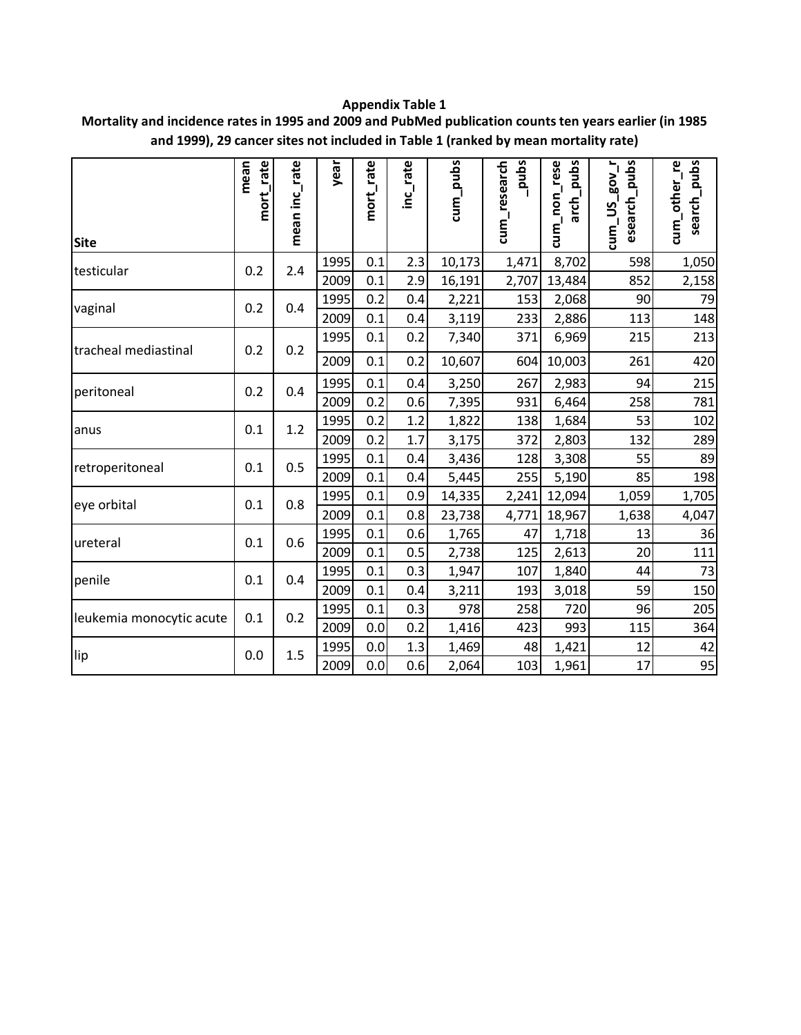**Appendix Table 1**

**Mortality and incidence rates in 1995 and 2009 and PubMed publication counts ten years earlier (in 1985 and 1999), 29 cancer sites not included in Table 1 (ranked by mean mortality rate)**

| Site | mean mort_rate | mean inc_rate | year | mort_rate | inc_rate | cum_pubs | cum_research_pubs | cum_non_research_pubs | cum_US_gov_research_pubs | cum_other_research_pubs |
|---|---|---|---|---|---|---|---|---|---|---|
| testicular | 0.2 | 2.4 | 1995 | 0.1 | 2.3 | 10,173 | 1,471 | 8,702 | 598 | 1,050 |
| | | | 2009 | 0.1 | 2.9 | 16,191 | 2,707 | 13,484 | 852 | 2,158 |
| vaginal | 0.2 | 0.4 | 1995 | 0.2 | 0.4 | 2,221 | 153 | 2,068 | 90 | 79 |
| | | | 2009 | 0.1 | 0.4 | 3,119 | 233 | 2,886 | 113 | 148 |
| tracheal mediastinal | 0.2 | 0.2 | 1995 | 0.1 | 0.2 | 7,340 | 371 | 6,969 | 215 | 213 |
| | | | 2009 | 0.1 | 0.2 | 10,607 | 604 | 10,003 | 261 | 420 |
| peritoneal | 0.2 | 0.4 | 1995 | 0.1 | 0.4 | 3,250 | 267 | 2,983 | 94 | 215 |
| | | | 2009 | 0.2 | 0.6 | 7,395 | 931 | 6,464 | 258 | 781 |
| anus | 0.1 | 1.2 | 1995 | 0.2 | 1.2 | 1,822 | 138 | 1,684 | 53 | 102 |
| | | | 2009 | 0.2 | 1.7 | 3,175 | 372 | 2,803 | 132 | 289 |
| retroperitoneal | 0.1 | 0.5 | 1995 | 0.1 | 0.4 | 3,436 | 128 | 3,308 | 55 | 89 |
| | | | 2009 | 0.1 | 0.4 | 5,445 | 255 | 5,190 | 85 | 198 |
| eye orbital | 0.1 | 0.8 | 1995 | 0.1 | 0.9 | 14,335 | 2,241 | 12,094 | 1,059 | 1,705 |
| | | | 2009 | 0.1 | 0.8 | 23,738 | 4,771 | 18,967 | 1,638 | 4,047 |
| ureteral | 0.1 | 0.6 | 1995 | 0.1 | 0.6 | 1,765 | 47 | 1,718 | 13 | 36 |
| | | | 2009 | 0.1 | 0.5 | 2,738 | 125 | 2,613 | 20 | 111 |
| penile | 0.1 | 0.4 | 1995 | 0.1 | 0.3 | 1,947 | 107 | 1,840 | 44 | 73 |
| | | | 2009 | 0.1 | 0.4 | 3,211 | 193 | 3,018 | 59 | 150 |
| leukemia monocytic acute | 0.1 | 0.2 | 1995 | 0.1 | 0.3 | 978 | 258 | 720 | 96 | 205 |
| | | | 2009 | 0.0 | 0.2 | 1,416 | 423 | 993 | 115 | 364 |
| lip | 0.0 | 1.5 | 1995 | 0.0 | 1.3 | 1,469 | 48 | 1,421 | 12 | 42 |
| | | | 2009 | 0.0 | 0.6 | 2,064 | 103 | 1,961 | 17 | 95 |